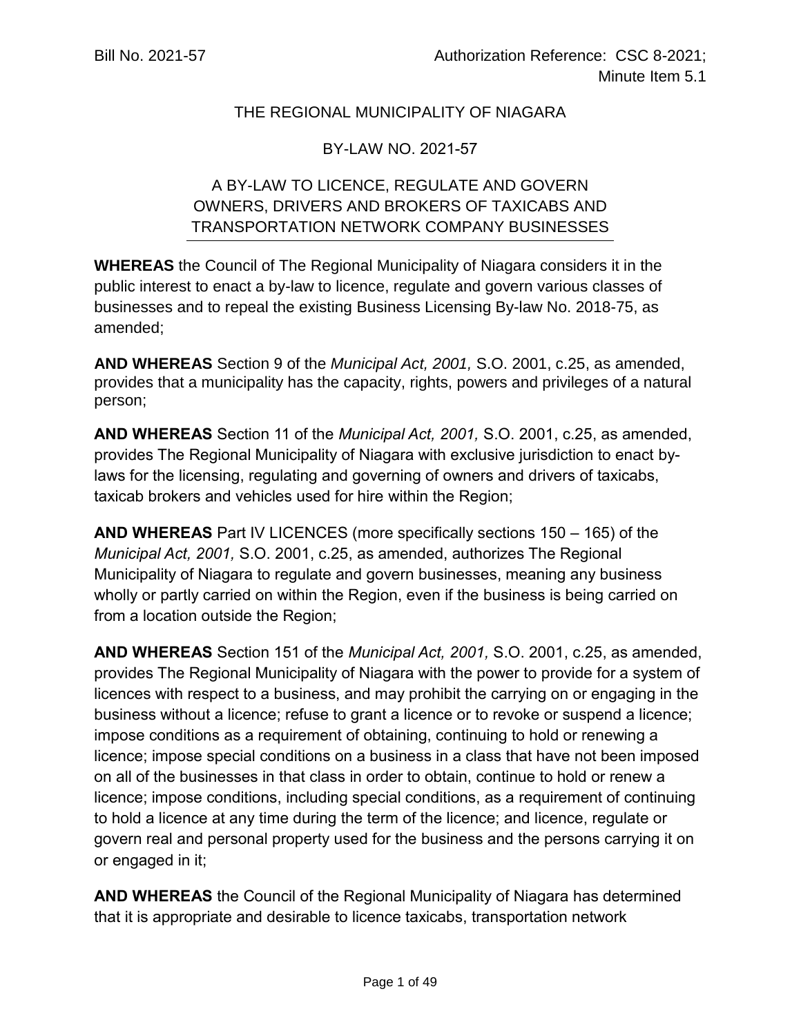Bill No. 2021-57 | Authorization Reference: CSC 8-2021; Minute Item 5.1

# THE REGIONAL MUNICIPALITY OF NIAGARA

## BY-LAW NO. 2021-57

## A BY-LAW TO LICENCE, REGULATE AND GOVERN OWNERS, DRIVERS AND BROKERS OF TAXICABS AND TRANSPORTATION NETWORK COMPANY BUSINESSES

**WHEREAS** the Council of The Regional Municipality of Niagara considers it in the public interest to enact a by-law to licence, regulate and govern various classes of businesses and to repeal the existing Business Licensing By-law No. 2018-75, as amended;

**AND WHEREAS** Section 9 of the *Municipal Act, 2001,* S.O. 2001, c.25, as amended, provides that a municipality has the capacity, rights, powers and privileges of a natural person;

**AND WHEREAS** Section 11 of the *Municipal Act, 2001,* S.O. 2001, c.25, as amended, provides The Regional Municipality of Niagara with exclusive jurisdiction to enact by-laws for the licensing, regulating and governing of owners and drivers of taxicabs, taxicab brokers and vehicles used for hire within the Region;

**AND WHEREAS** Part IV LICENCES (more specifically sections 150 – 165) of the *Municipal Act, 2001,* S.O. 2001, c.25, as amended, authorizes The Regional Municipality of Niagara to regulate and govern businesses, meaning any business wholly or partly carried on within the Region, even if the business is being carried on from a location outside the Region;

**AND WHEREAS** Section 151 of the *Municipal Act, 2001,* S.O. 2001, c.25, as amended, provides The Regional Municipality of Niagara with the power to provide for a system of licences with respect to a business, and may prohibit the carrying on or engaging in the business without a licence; refuse to grant a licence or to revoke or suspend a licence; impose conditions as a requirement of obtaining, continuing to hold or renewing a licence; impose special conditions on a business in a class that have not been imposed on all of the businesses in that class in order to obtain, continue to hold or renew a licence; impose conditions, including special conditions, as a requirement of continuing to hold a licence at any time during the term of the licence; and licence, regulate or govern real and personal property used for the business and the persons carrying it on or engaged in it;

**AND WHEREAS** the Council of the Regional Municipality of Niagara has determined that it is appropriate and desirable to licence taxicabs, transportation network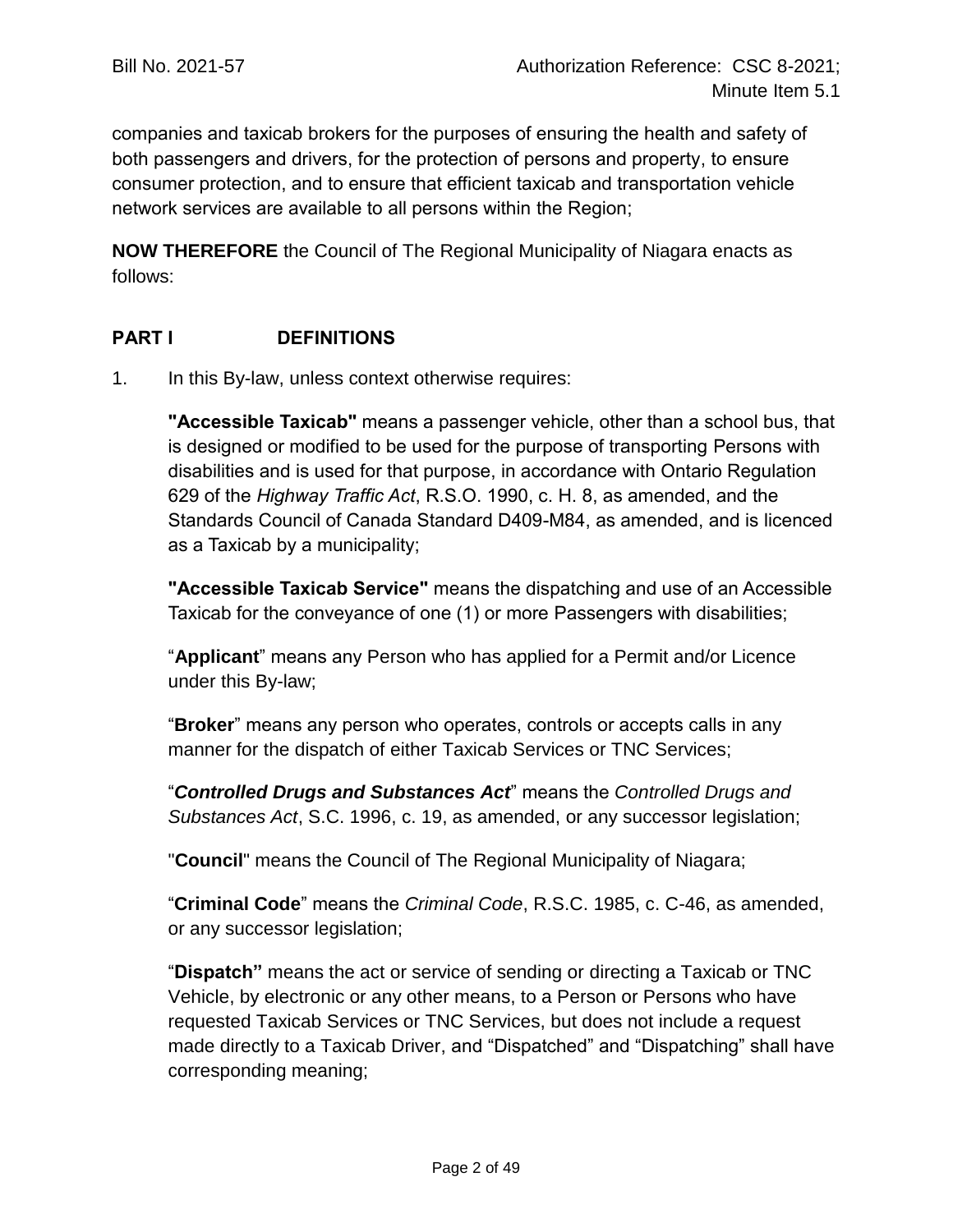companies and taxicab brokers for the purposes of ensuring the health and safety of both passengers and drivers, for the protection of persons and property, to ensure consumer protection, and to ensure that efficient taxicab and transportation vehicle network services are available to all persons within the Region;

**NOW THEREFORE** the Council of The Regional Municipality of Niagara enacts as follows:

## PART I DEFINITIONS

1. In this By-law, unless context otherwise requires:

   **"Accessible Taxicab"** means a passenger vehicle, other than a school bus, that is designed or modified to be used for the purpose of transporting Persons with disabilities and is used for that purpose, in accordance with Ontario Regulation 629 of the *Highway Traffic Act*, R.S.O. 1990, c. H. 8, as amended, and the Standards Council of Canada Standard D409-M84, as amended, and is licenced as a Taxicab by a municipality;

   **"Accessible Taxicab Service"** means the dispatching and use of an Accessible Taxicab for the conveyance of one (1) or more Passengers with disabilities;

   "**Applicant**" means any Person who has applied for a Permit and/or Licence under this By-law;

   "**Broker**" means any person who operates, controls or accepts calls in any manner for the dispatch of either Taxicab Services or TNC Services;

   "***Controlled Drugs and Substances Act***" means the *Controlled Drugs and Substances Act*, S.C. 1996, c. 19, as amended, or any successor legislation;

   "**Council**" means the Council of The Regional Municipality of Niagara;

   "**Criminal Code**" means the *Criminal Code*, R.S.C. 1985, c. C-46, as amended, or any successor legislation;

   "**Dispatch"** means the act or service of sending or directing a Taxicab or TNC Vehicle, by electronic or any other means, to a Person or Persons who have requested Taxicab Services or TNC Services, but does not include a request made directly to a Taxicab Driver, and "Dispatched" and "Dispatching" shall have corresponding meaning;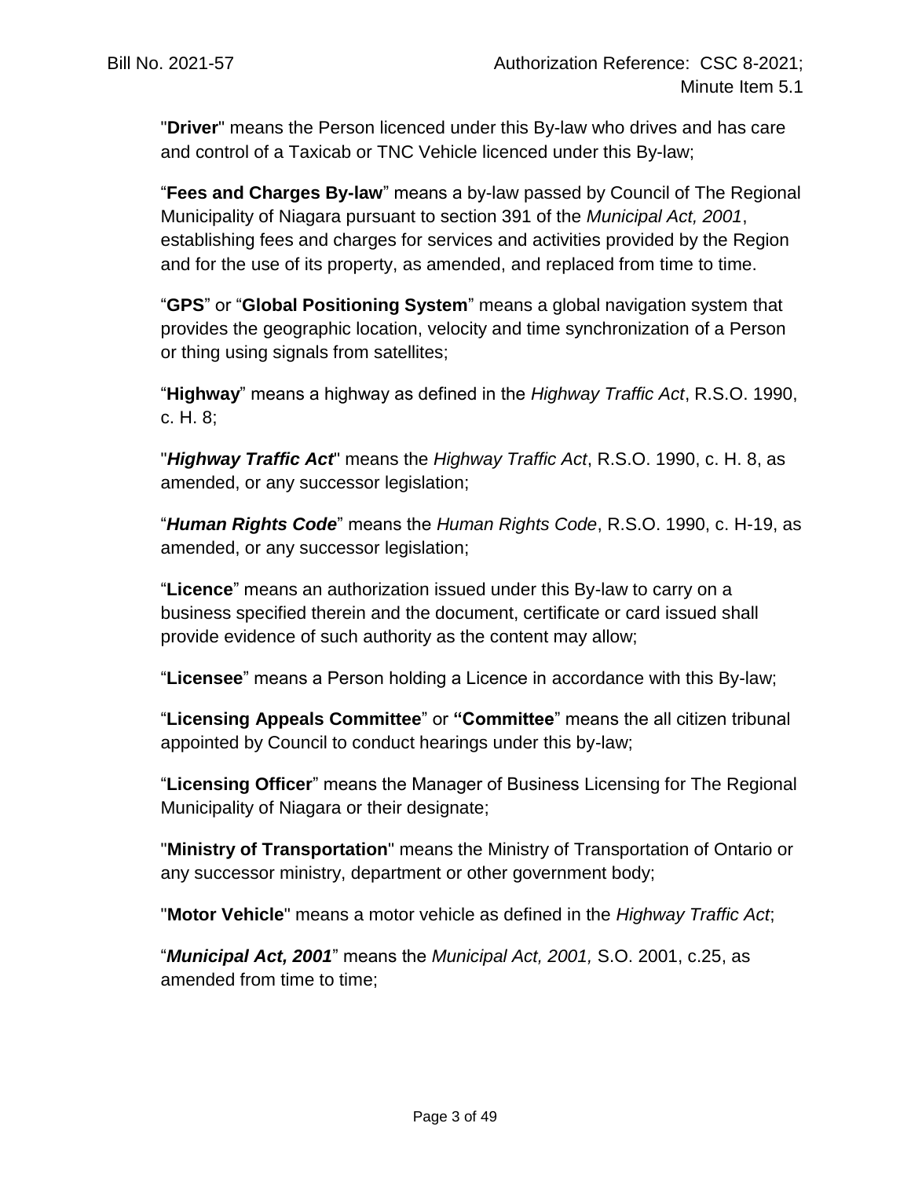"**Driver**" means the Person licenced under this By-law who drives and has care and control of a Taxicab or TNC Vehicle licenced under this By-law;

"**Fees and Charges By-law**" means a by-law passed by Council of The Regional Municipality of Niagara pursuant to section 391 of the *Municipal Act, 2001*, establishing fees and charges for services and activities provided by the Region and for the use of its property, as amended, and replaced from time to time.

"**GPS**" or "**Global Positioning System**" means a global navigation system that provides the geographic location, velocity and time synchronization of a Person or thing using signals from satellites;

"**Highway**" means a highway as defined in the *Highway Traffic Act*, R.S.O. 1990, c. H. 8;

"***Highway Traffic Act***" means the *Highway Traffic Act*, R.S.O. 1990, c. H. 8, as amended, or any successor legislation;

"***Human Rights Code***" means the *Human Rights Code*, R.S.O. 1990, c. H-19, as amended, or any successor legislation;

"**Licence**" means an authorization issued under this By-law to carry on a business specified therein and the document, certificate or card issued shall provide evidence of such authority as the content may allow;

"**Licensee**" means a Person holding a Licence in accordance with this By-law;

"**Licensing Appeals Committee**" or **"Committee**" means the all citizen tribunal appointed by Council to conduct hearings under this by-law;

"**Licensing Officer**" means the Manager of Business Licensing for The Regional Municipality of Niagara or their designate;

"**Ministry of Transportation**" means the Ministry of Transportation of Ontario or any successor ministry, department or other government body;

"**Motor Vehicle**" means a motor vehicle as defined in the *Highway Traffic Act*;

"***Municipal Act, 2001***" means the *Municipal Act, 2001,* S.O. 2001, c.25, as amended from time to time;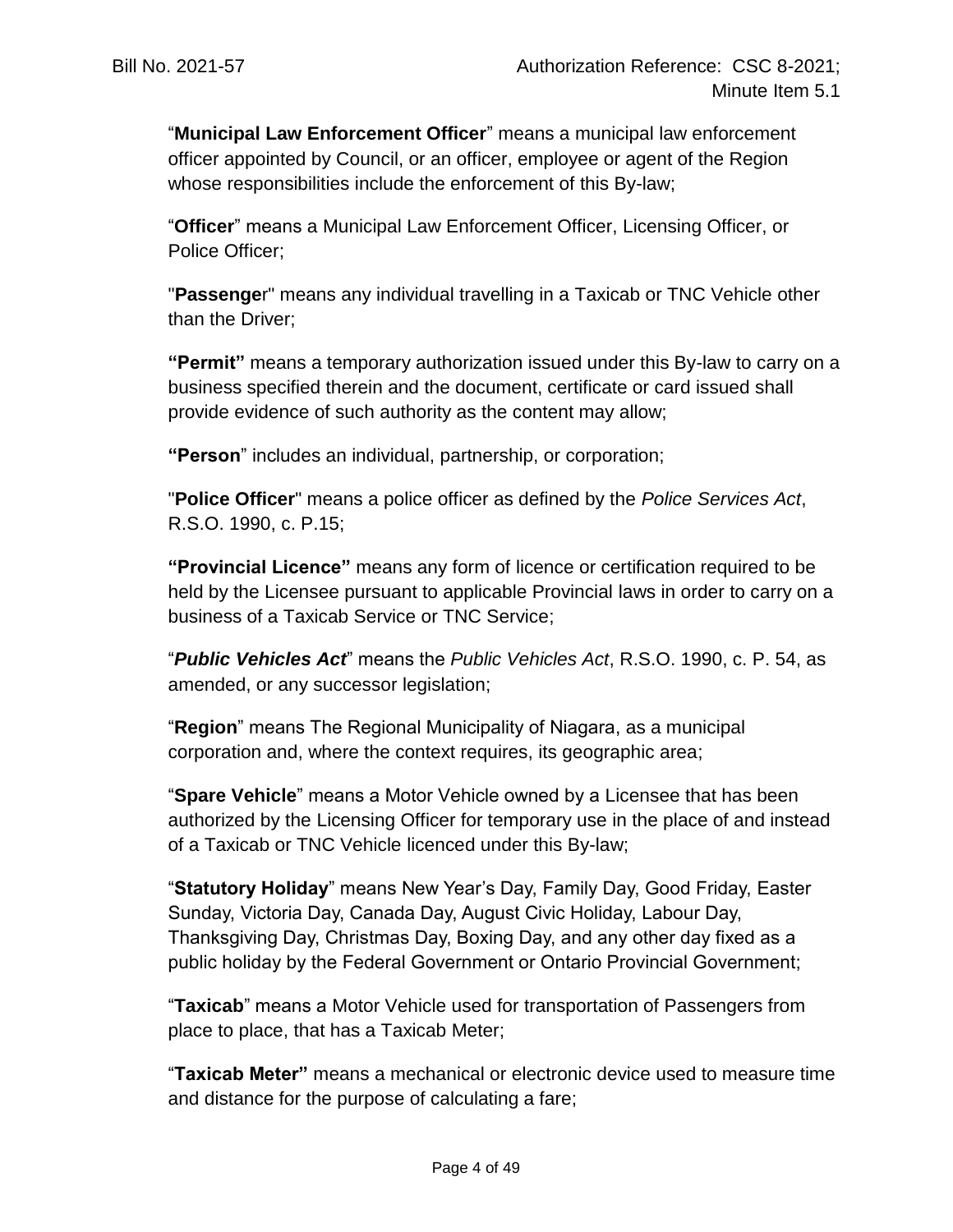"**Municipal Law Enforcement Officer**" means a municipal law enforcement officer appointed by Council, or an officer, employee or agent of the Region whose responsibilities include the enforcement of this By-law;

"**Officer**" means a Municipal Law Enforcement Officer, Licensing Officer, or Police Officer;

"**Passenger**" means any individual travelling in a Taxicab or TNC Vehicle other than the Driver;

**"Permit"** means a temporary authorization issued under this By-law to carry on a business specified therein and the document, certificate or card issued shall provide evidence of such authority as the content may allow;

**"Person**" includes an individual, partnership, or corporation;

"**Police Officer**" means a police officer as defined by the *Police Services Act*, R.S.O. 1990, c. P.15;

**"Provincial Licence"** means any form of licence or certification required to be held by the Licensee pursuant to applicable Provincial laws in order to carry on a business of a Taxicab Service or TNC Service;

"***Public Vehicles Act***" means the *Public Vehicles Act*, R.S.O. 1990, c. P. 54, as amended, or any successor legislation;

"**Region**" means The Regional Municipality of Niagara, as a municipal corporation and, where the context requires, its geographic area;

"**Spare Vehicle**" means a Motor Vehicle owned by a Licensee that has been authorized by the Licensing Officer for temporary use in the place of and instead of a Taxicab or TNC Vehicle licenced under this By-law;

"**Statutory Holiday**" means New Year's Day, Family Day, Good Friday, Easter Sunday, Victoria Day, Canada Day, August Civic Holiday, Labour Day, Thanksgiving Day, Christmas Day, Boxing Day, and any other day fixed as a public holiday by the Federal Government or Ontario Provincial Government;

"**Taxicab**" means a Motor Vehicle used for transportation of Passengers from place to place, that has a Taxicab Meter;

"**Taxicab Meter"** means a mechanical or electronic device used to measure time and distance for the purpose of calculating a fare;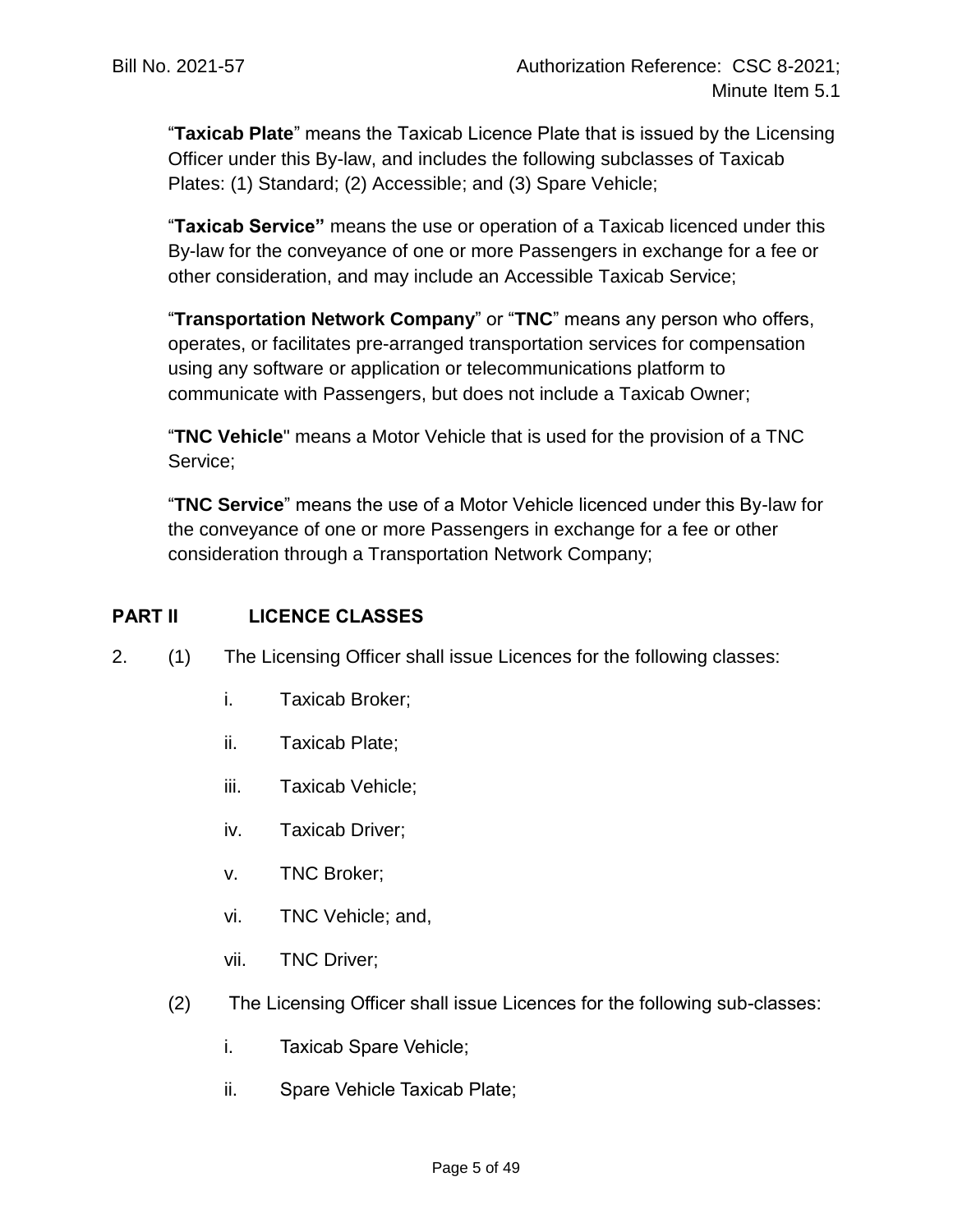"**Taxicab Plate**" means the Taxicab Licence Plate that is issued by the Licensing Officer under this By-law, and includes the following subclasses of Taxicab Plates: (1) Standard; (2) Accessible; and (3) Spare Vehicle;

"**Taxicab Service"** means the use or operation of a Taxicab licenced under this By-law for the conveyance of one or more Passengers in exchange for a fee or other consideration, and may include an Accessible Taxicab Service;

"**Transportation Network Company**" or "**TNC**" means any person who offers, operates, or facilitates pre-arranged transportation services for compensation using any software or application or telecommunications platform to communicate with Passengers, but does not include a Taxicab Owner;

"**TNC Vehicle**" means a Motor Vehicle that is used for the provision of a TNC Service;

"**TNC Service**" means the use of a Motor Vehicle licenced under this By-law for the conveyance of one or more Passengers in exchange for a fee or other consideration through a Transportation Network Company;

## PART II LICENCE CLASSES

2. (1) The Licensing Officer shall issue Licences for the following classes:

   i. Taxicab Broker;

   ii. Taxicab Plate;

   iii. Taxicab Vehicle;

   iv. Taxicab Driver;

   v. TNC Broker;

   vi. TNC Vehicle; and,

   vii. TNC Driver;

   (2) The Licensing Officer shall issue Licences for the following sub-classes:

   i. Taxicab Spare Vehicle;

   ii. Spare Vehicle Taxicab Plate;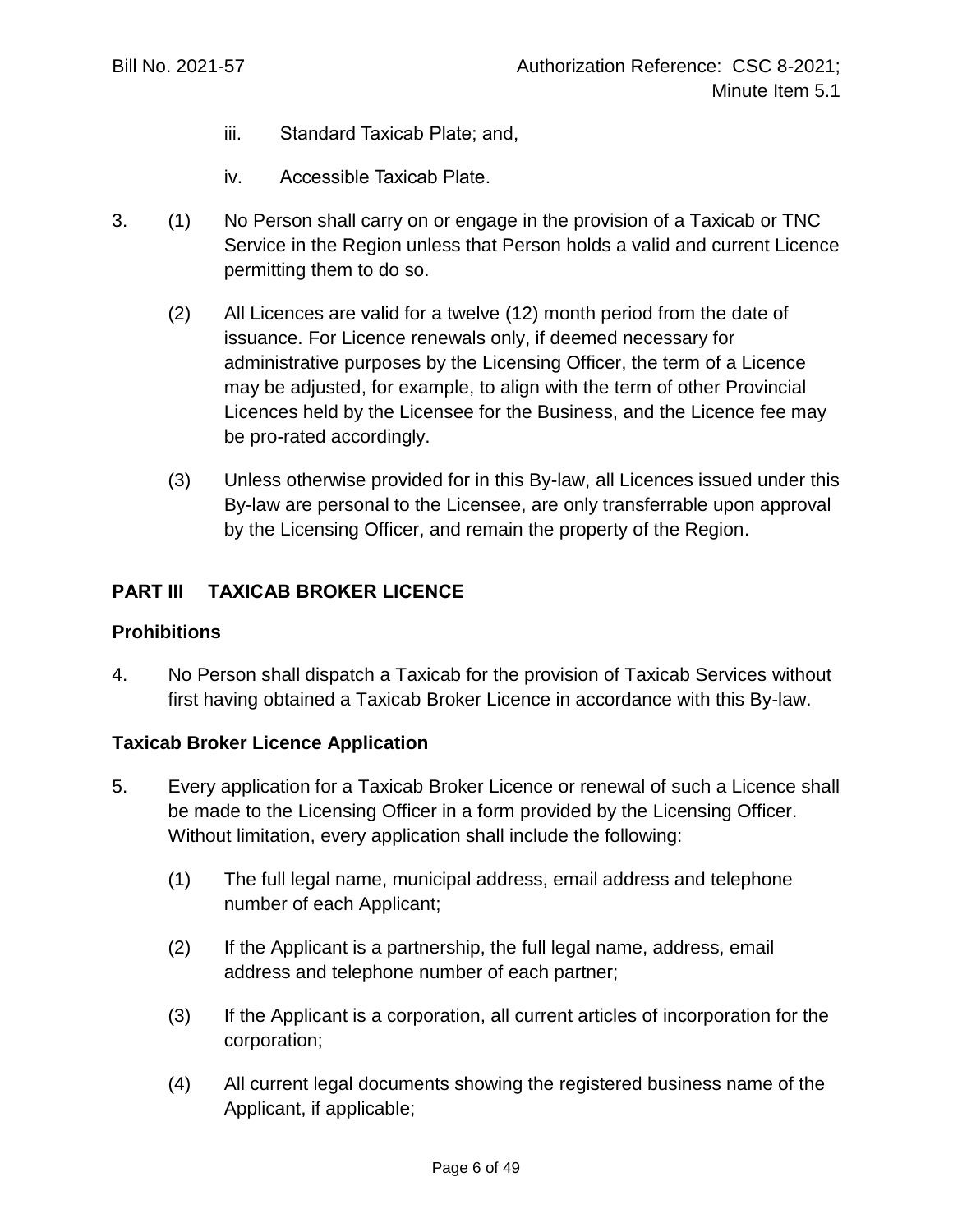iii. Standard Taxicab Plate; and,

iv. Accessible Taxicab Plate.

3. (1) No Person shall carry on or engage in the provision of a Taxicab or TNC Service in the Region unless that Person holds a valid and current Licence permitting them to do so.

   (2) All Licences are valid for a twelve (12) month period from the date of issuance. For Licence renewals only, if deemed necessary for administrative purposes by the Licensing Officer, the term of a Licence may be adjusted, for example, to align with the term of other Provincial Licences held by the Licensee for the Business, and the Licence fee may be pro-rated accordingly.

   (3) Unless otherwise provided for in this By-law, all Licences issued under this By-law are personal to the Licensee, are only transferrable upon approval by the Licensing Officer, and remain the property of the Region.

## PART III TAXICAB BROKER LICENCE

### Prohibitions

4. No Person shall dispatch a Taxicab for the provision of Taxicab Services without first having obtained a Taxicab Broker Licence in accordance with this By-law.

### Taxicab Broker Licence Application

5. Every application for a Taxicab Broker Licence or renewal of such a Licence shall be made to the Licensing Officer in a form provided by the Licensing Officer. Without limitation, every application shall include the following:

   (1) The full legal name, municipal address, email address and telephone number of each Applicant;

   (2) If the Applicant is a partnership, the full legal name, address, email address and telephone number of each partner;

   (3) If the Applicant is a corporation, all current articles of incorporation for the corporation;

   (4) All current legal documents showing the registered business name of the Applicant, if applicable;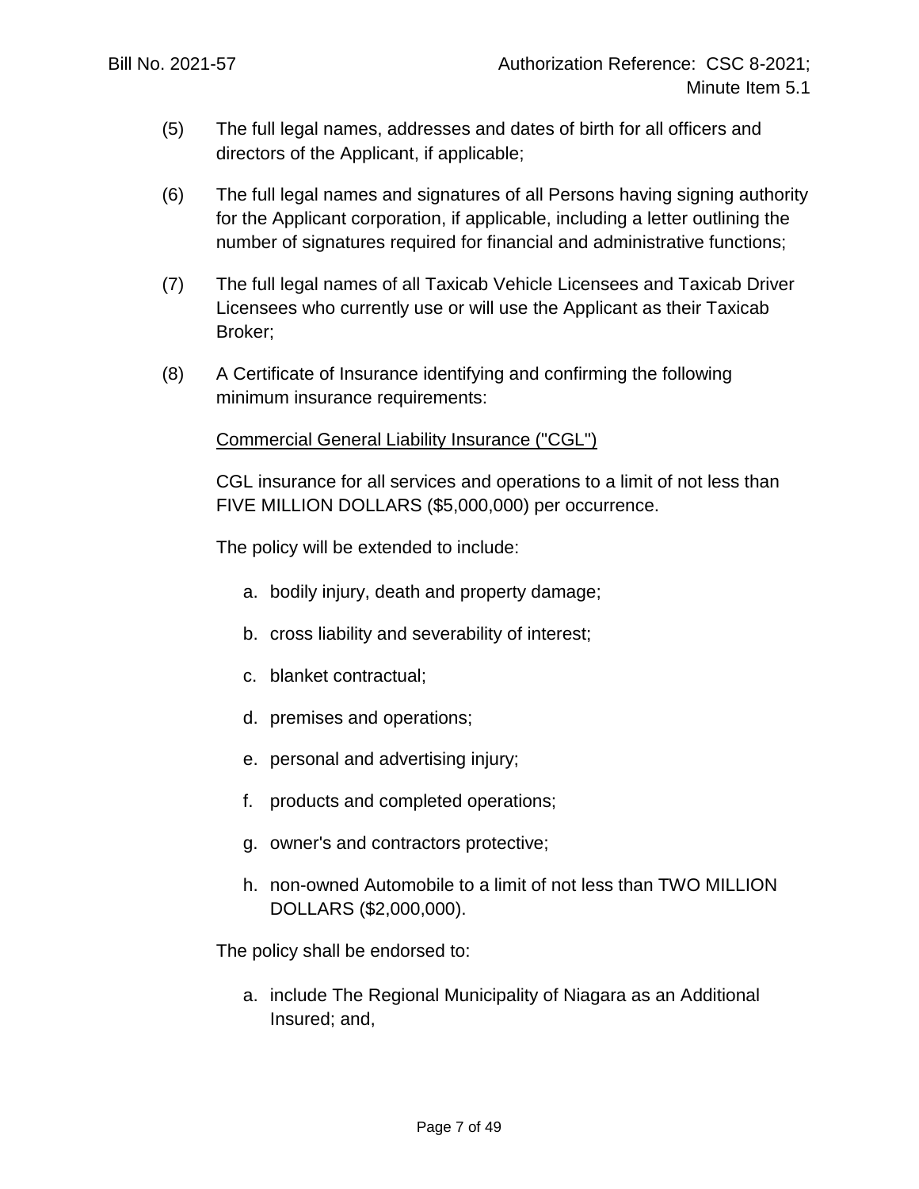(5) The full legal names, addresses and dates of birth for all officers and directors of the Applicant, if applicable;

(6) The full legal names and signatures of all Persons having signing authority for the Applicant corporation, if applicable, including a letter outlining the number of signatures required for financial and administrative functions;

(7) The full legal names of all Taxicab Vehicle Licensees and Taxicab Driver Licensees who currently use or will use the Applicant as their Taxicab Broker;

(8) A Certificate of Insurance identifying and confirming the following minimum insurance requirements:

<u>Commercial General Liability Insurance ("CGL")</u>

CGL insurance for all services and operations to a limit of not less than FIVE MILLION DOLLARS ($5,000,000) per occurrence.

The policy will be extended to include:

a. bodily injury, death and property damage;

b. cross liability and severability of interest;

c. blanket contractual;

d. premises and operations;

e. personal and advertising injury;

f. products and completed operations;

g. owner's and contractors protective;

h. non-owned Automobile to a limit of not less than TWO MILLION DOLLARS ($2,000,000).

The policy shall be endorsed to:

a. include The Regional Municipality of Niagara as an Additional Insured; and,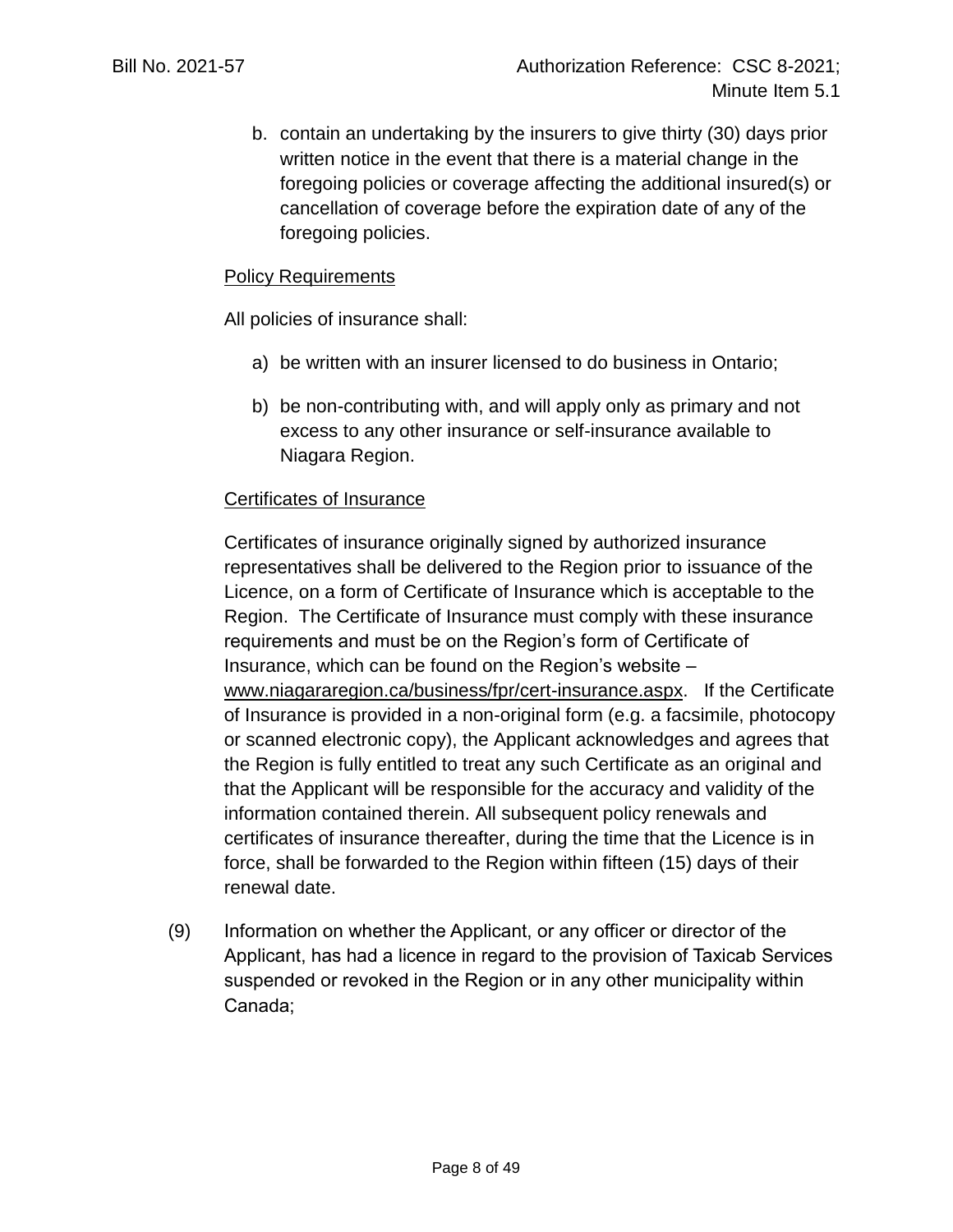b. contain an undertaking by the insurers to give thirty (30) days prior written notice in the event that there is a material change in the foregoing policies or coverage affecting the additional insured(s) or cancellation of coverage before the expiration date of any of the foregoing policies.

Policy Requirements

All policies of insurance shall:

a) be written with an insurer licensed to do business in Ontario;

b) be non-contributing with, and will apply only as primary and not excess to any other insurance or self-insurance available to Niagara Region.

Certificates of Insurance

Certificates of insurance originally signed by authorized insurance representatives shall be delivered to the Region prior to issuance of the Licence, on a form of Certificate of Insurance which is acceptable to the Region. The Certificate of Insurance must comply with these insurance requirements and must be on the Region's form of Certificate of Insurance, which can be found on the Region's website – www.niagararegion.ca/business/fpr/cert-insurance.aspx. If the Certificate of Insurance is provided in a non-original form (e.g. a facsimile, photocopy or scanned electronic copy), the Applicant acknowledges and agrees that the Region is fully entitled to treat any such Certificate as an original and that the Applicant will be responsible for the accuracy and validity of the information contained therein. All subsequent policy renewals and certificates of insurance thereafter, during the time that the Licence is in force, shall be forwarded to the Region within fifteen (15) days of their renewal date.

(9) Information on whether the Applicant, or any officer or director of the Applicant, has had a licence in regard to the provision of Taxicab Services suspended or revoked in the Region or in any other municipality within Canada;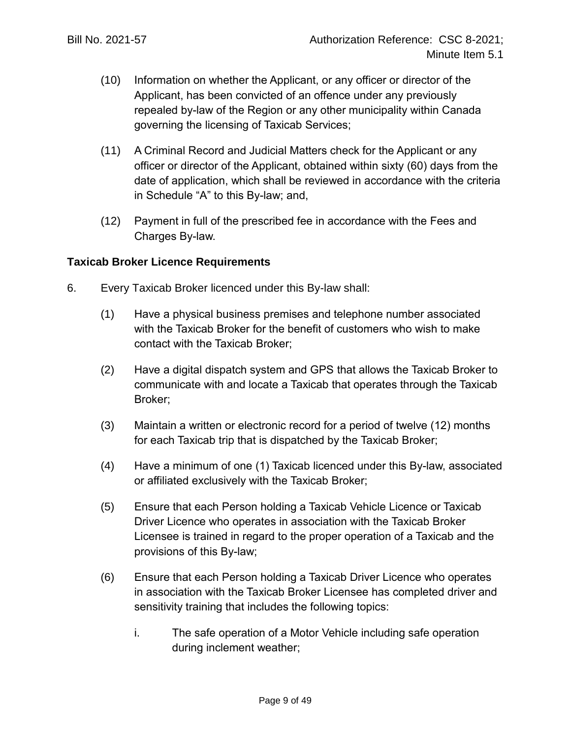(10) Information on whether the Applicant, or any officer or director of the Applicant, has been convicted of an offence under any previously repealed by-law of the Region or any other municipality within Canada governing the licensing of Taxicab Services;

(11) A Criminal Record and Judicial Matters check for the Applicant or any officer or director of the Applicant, obtained within sixty (60) days from the date of application, which shall be reviewed in accordance with the criteria in Schedule "A" to this By-law; and,

(12) Payment in full of the prescribed fee in accordance with the Fees and Charges By-law.

**Taxicab Broker Licence Requirements**

6. Every Taxicab Broker licenced under this By-law shall:

(1) Have a physical business premises and telephone number associated with the Taxicab Broker for the benefit of customers who wish to make contact with the Taxicab Broker;

(2) Have a digital dispatch system and GPS that allows the Taxicab Broker to communicate with and locate a Taxicab that operates through the Taxicab Broker;

(3) Maintain a written or electronic record for a period of twelve (12) months for each Taxicab trip that is dispatched by the Taxicab Broker;

(4) Have a minimum of one (1) Taxicab licenced under this By-law, associated or affiliated exclusively with the Taxicab Broker;

(5) Ensure that each Person holding a Taxicab Vehicle Licence or Taxicab Driver Licence who operates in association with the Taxicab Broker Licensee is trained in regard to the proper operation of a Taxicab and the provisions of this By-law;

(6) Ensure that each Person holding a Taxicab Driver Licence who operates in association with the Taxicab Broker Licensee has completed driver and sensitivity training that includes the following topics:

i. The safe operation of a Motor Vehicle including safe operation during inclement weather;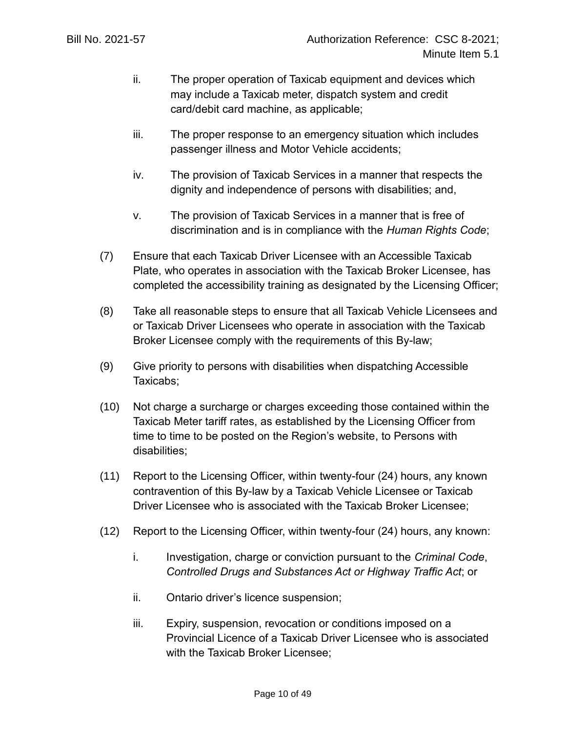ii. The proper operation of Taxicab equipment and devices which may include a Taxicab meter, dispatch system and credit card/debit card machine, as applicable;

iii. The proper response to an emergency situation which includes passenger illness and Motor Vehicle accidents;

iv. The provision of Taxicab Services in a manner that respects the dignity and independence of persons with disabilities; and,

v. The provision of Taxicab Services in a manner that is free of discrimination and is in compliance with the *Human Rights Code*;

(7) Ensure that each Taxicab Driver Licensee with an Accessible Taxicab Plate, who operates in association with the Taxicab Broker Licensee, has completed the accessibility training as designated by the Licensing Officer;

(8) Take all reasonable steps to ensure that all Taxicab Vehicle Licensees and or Taxicab Driver Licensees who operate in association with the Taxicab Broker Licensee comply with the requirements of this By-law;

(9) Give priority to persons with disabilities when dispatching Accessible Taxicabs;

(10) Not charge a surcharge or charges exceeding those contained within the Taxicab Meter tariff rates, as established by the Licensing Officer from time to time to be posted on the Region's website, to Persons with disabilities;

(11) Report to the Licensing Officer, within twenty-four (24) hours, any known contravention of this By-law by a Taxicab Vehicle Licensee or Taxicab Driver Licensee who is associated with the Taxicab Broker Licensee;

(12) Report to the Licensing Officer, within twenty-four (24) hours, any known:

i. Investigation, charge or conviction pursuant to the *Criminal Code*, *Controlled Drugs and Substances Act or Highway Traffic Act*; or

ii. Ontario driver's licence suspension;

iii. Expiry, suspension, revocation or conditions imposed on a Provincial Licence of a Taxicab Driver Licensee who is associated with the Taxicab Broker Licensee;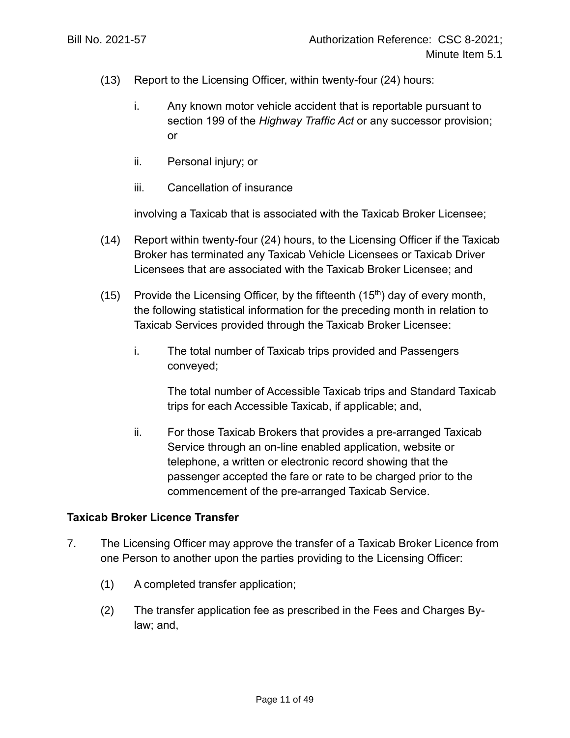(13) Report to the Licensing Officer, within twenty-four (24) hours:

   i. Any known motor vehicle accident that is reportable pursuant to section 199 of the *Highway Traffic Act* or any successor provision; or

   ii. Personal injury; or

   iii. Cancellation of insurance

   involving a Taxicab that is associated with the Taxicab Broker Licensee;

(14) Report within twenty-four (24) hours, to the Licensing Officer if the Taxicab Broker has terminated any Taxicab Vehicle Licensees or Taxicab Driver Licensees that are associated with the Taxicab Broker Licensee; and

(15) Provide the Licensing Officer, by the fifteenth (15th) day of every month, the following statistical information for the preceding month in relation to Taxicab Services provided through the Taxicab Broker Licensee:

   i. The total number of Taxicab trips provided and Passengers conveyed;

      The total number of Accessible Taxicab trips and Standard Taxicab trips for each Accessible Taxicab, if applicable; and,

   ii. For those Taxicab Brokers that provides a pre-arranged Taxicab Service through an on-line enabled application, website or telephone, a written or electronic record showing that the passenger accepted the fare or rate to be charged prior to the commencement of the pre-arranged Taxicab Service.

**Taxicab Broker Licence Transfer**

7. The Licensing Officer may approve the transfer of a Taxicab Broker Licence from one Person to another upon the parties providing to the Licensing Officer:

   (1) A completed transfer application;

   (2) The transfer application fee as prescribed in the Fees and Charges By-law; and,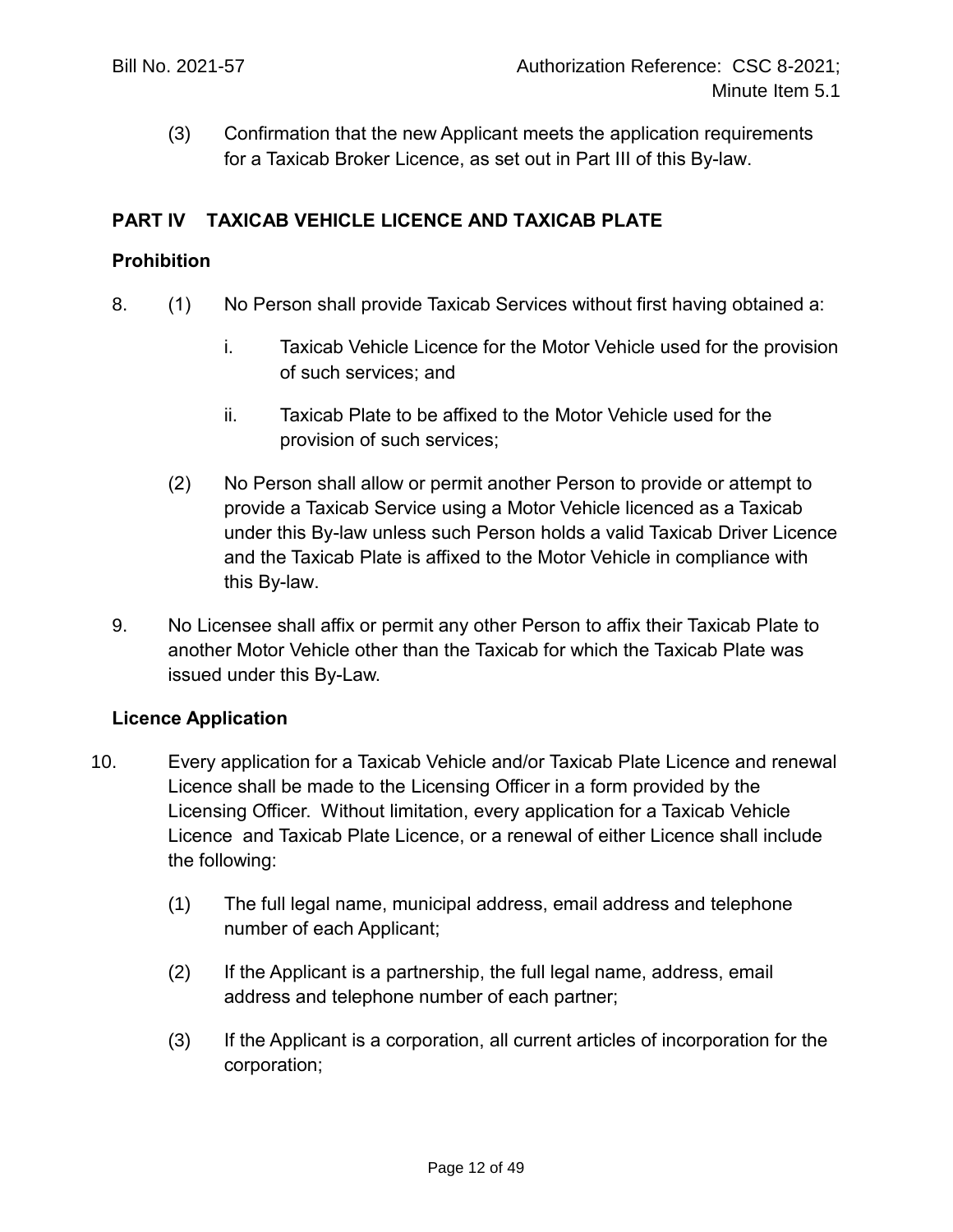(3) Confirmation that the new Applicant meets the application requirements for a Taxicab Broker Licence, as set out in Part III of this By-law.

## PART IV TAXICAB VEHICLE LICENCE AND TAXICAB PLATE

### Prohibition

8. (1) No Person shall provide Taxicab Services without first having obtained a:

   i. Taxicab Vehicle Licence for the Motor Vehicle used for the provision of such services; and

   ii. Taxicab Plate to be affixed to the Motor Vehicle used for the provision of such services;

   (2) No Person shall allow or permit another Person to provide or attempt to provide a Taxicab Service using a Motor Vehicle licenced as a Taxicab under this By-law unless such Person holds a valid Taxicab Driver Licence and the Taxicab Plate is affixed to the Motor Vehicle in compliance with this By-law.

9. No Licensee shall affix or permit any other Person to affix their Taxicab Plate to another Motor Vehicle other than the Taxicab for which the Taxicab Plate was issued under this By-Law.

### Licence Application

10. Every application for a Taxicab Vehicle and/or Taxicab Plate Licence and renewal Licence shall be made to the Licensing Officer in a form provided by the Licensing Officer. Without limitation, every application for a Taxicab Vehicle Licence and Taxicab Plate Licence, or a renewal of either Licence shall include the following:

   (1) The full legal name, municipal address, email address and telephone number of each Applicant;

   (2) If the Applicant is a partnership, the full legal name, address, email address and telephone number of each partner;

   (3) If the Applicant is a corporation, all current articles of incorporation for the corporation;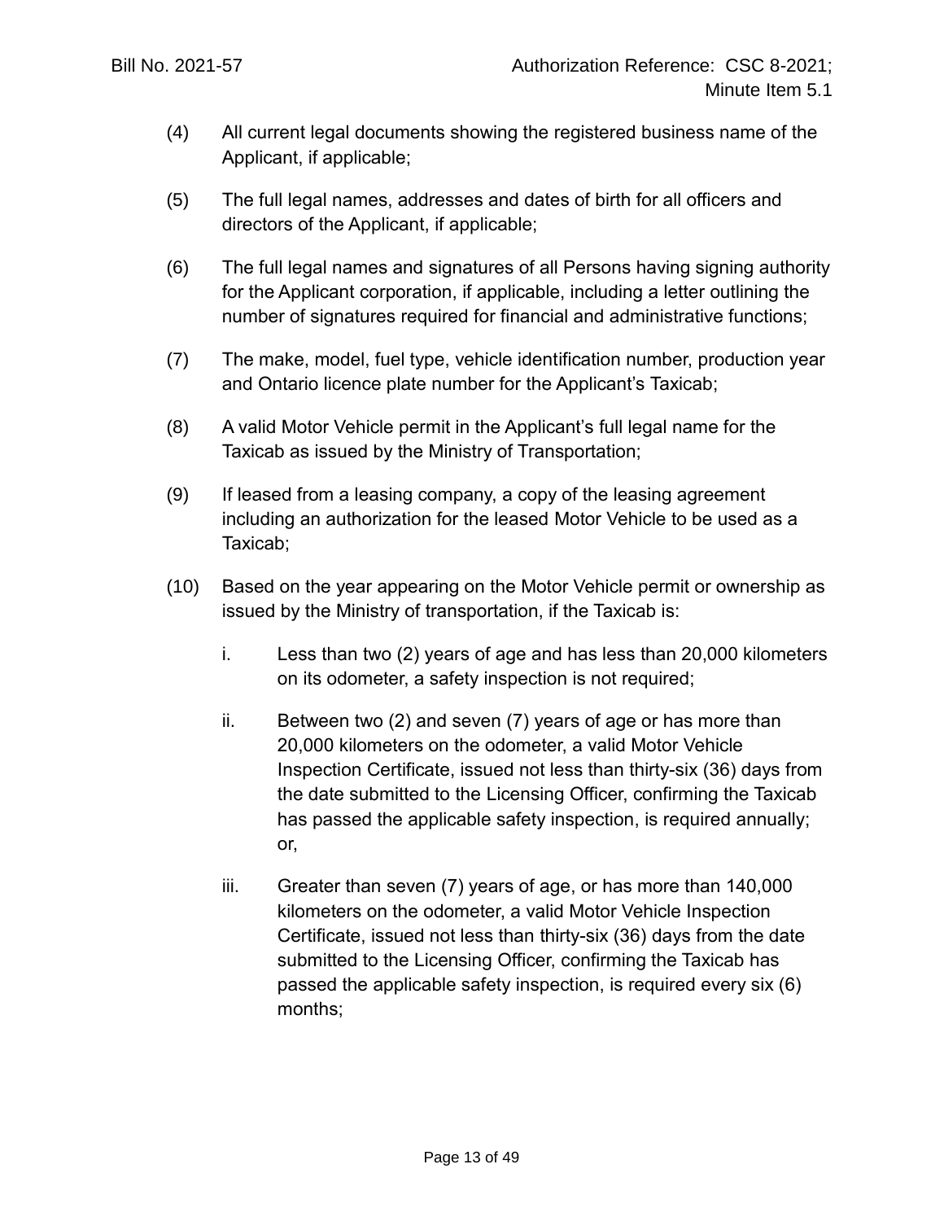(4) All current legal documents showing the registered business name of the Applicant, if applicable;

(5) The full legal names, addresses and dates of birth for all officers and directors of the Applicant, if applicable;

(6) The full legal names and signatures of all Persons having signing authority for the Applicant corporation, if applicable, including a letter outlining the number of signatures required for financial and administrative functions;

(7) The make, model, fuel type, vehicle identification number, production year and Ontario licence plate number for the Applicant's Taxicab;

(8) A valid Motor Vehicle permit in the Applicant's full legal name for the Taxicab as issued by the Ministry of Transportation;

(9) If leased from a leasing company, a copy of the leasing agreement including an authorization for the leased Motor Vehicle to be used as a Taxicab;

(10) Based on the year appearing on the Motor Vehicle permit or ownership as issued by the Ministry of transportation, if the Taxicab is:

   i. Less than two (2) years of age and has less than 20,000 kilometers on its odometer, a safety inspection is not required;

   ii. Between two (2) and seven (7) years of age or has more than 20,000 kilometers on the odometer, a valid Motor Vehicle Inspection Certificate, issued not less than thirty-six (36) days from the date submitted to the Licensing Officer, confirming the Taxicab has passed the applicable safety inspection, is required annually; or,

   iii. Greater than seven (7) years of age, or has more than 140,000 kilometers on the odometer, a valid Motor Vehicle Inspection Certificate, issued not less than thirty-six (36) days from the date submitted to the Licensing Officer, confirming the Taxicab has passed the applicable safety inspection, is required every six (6) months;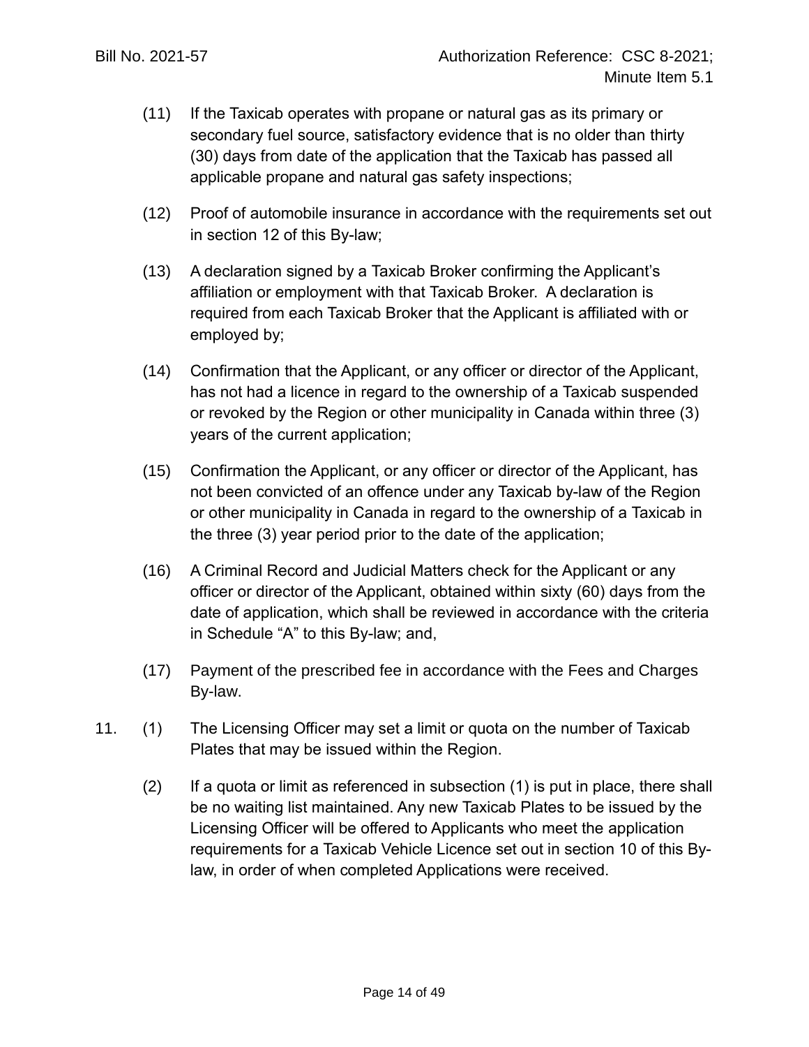(11) If the Taxicab operates with propane or natural gas as its primary or secondary fuel source, satisfactory evidence that is no older than thirty (30) days from date of the application that the Taxicab has passed all applicable propane and natural gas safety inspections;

(12) Proof of automobile insurance in accordance with the requirements set out in section 12 of this By-law;

(13) A declaration signed by a Taxicab Broker confirming the Applicant's affiliation or employment with that Taxicab Broker. A declaration is required from each Taxicab Broker that the Applicant is affiliated with or employed by;

(14) Confirmation that the Applicant, or any officer or director of the Applicant, has not had a licence in regard to the ownership of a Taxicab suspended or revoked by the Region or other municipality in Canada within three (3) years of the current application;

(15) Confirmation the Applicant, or any officer or director of the Applicant, has not been convicted of an offence under any Taxicab by-law of the Region or other municipality in Canada in regard to the ownership of a Taxicab in the three (3) year period prior to the date of the application;

(16) A Criminal Record and Judicial Matters check for the Applicant or any officer or director of the Applicant, obtained within sixty (60) days from the date of application, which shall be reviewed in accordance with the criteria in Schedule "A" to this By-law; and,

(17) Payment of the prescribed fee in accordance with the Fees and Charges By-law.

11. (1) The Licensing Officer may set a limit or quota on the number of Taxicab Plates that may be issued within the Region.

(2) If a quota or limit as referenced in subsection (1) is put in place, there shall be no waiting list maintained. Any new Taxicab Plates to be issued by the Licensing Officer will be offered to Applicants who meet the application requirements for a Taxicab Vehicle Licence set out in section 10 of this By-law, in order of when completed Applications were received.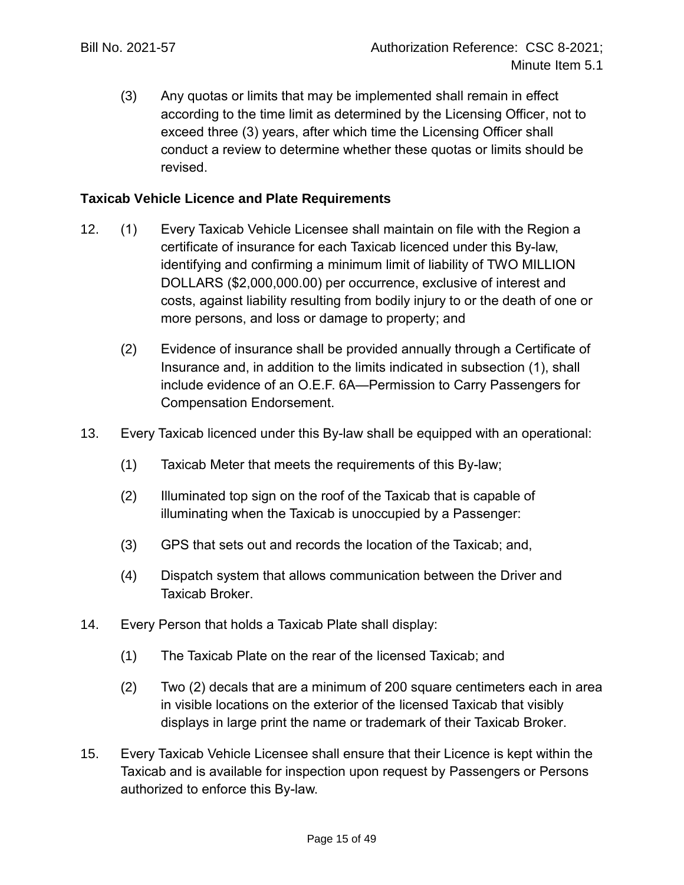(3) Any quotas or limits that may be implemented shall remain in effect according to the time limit as determined by the Licensing Officer, not to exceed three (3) years, after which time the Licensing Officer shall conduct a review to determine whether these quotas or limits should be revised.

**Taxicab Vehicle Licence and Plate Requirements**

12. (1) Every Taxicab Vehicle Licensee shall maintain on file with the Region a certificate of insurance for each Taxicab licenced under this By-law, identifying and confirming a minimum limit of liability of TWO MILLION DOLLARS ($2,000,000.00) per occurrence, exclusive of interest and costs, against liability resulting from bodily injury to or the death of one or more persons, and loss or damage to property; and

    (2) Evidence of insurance shall be provided annually through a Certificate of Insurance and, in addition to the limits indicated in subsection (1), shall include evidence of an O.E.F. 6A—Permission to Carry Passengers for Compensation Endorsement.

13. Every Taxicab licenced under this By-law shall be equipped with an operational:

    (1) Taxicab Meter that meets the requirements of this By-law;

    (2) Illuminated top sign on the roof of the Taxicab that is capable of illuminating when the Taxicab is unoccupied by a Passenger:

    (3) GPS that sets out and records the location of the Taxicab; and,

    (4) Dispatch system that allows communication between the Driver and Taxicab Broker.

14. Every Person that holds a Taxicab Plate shall display:

    (1) The Taxicab Plate on the rear of the licensed Taxicab; and

    (2) Two (2) decals that are a minimum of 200 square centimeters each in area in visible locations on the exterior of the licensed Taxicab that visibly displays in large print the name or trademark of their Taxicab Broker.

15. Every Taxicab Vehicle Licensee shall ensure that their Licence is kept within the Taxicab and is available for inspection upon request by Passengers or Persons authorized to enforce this By-law.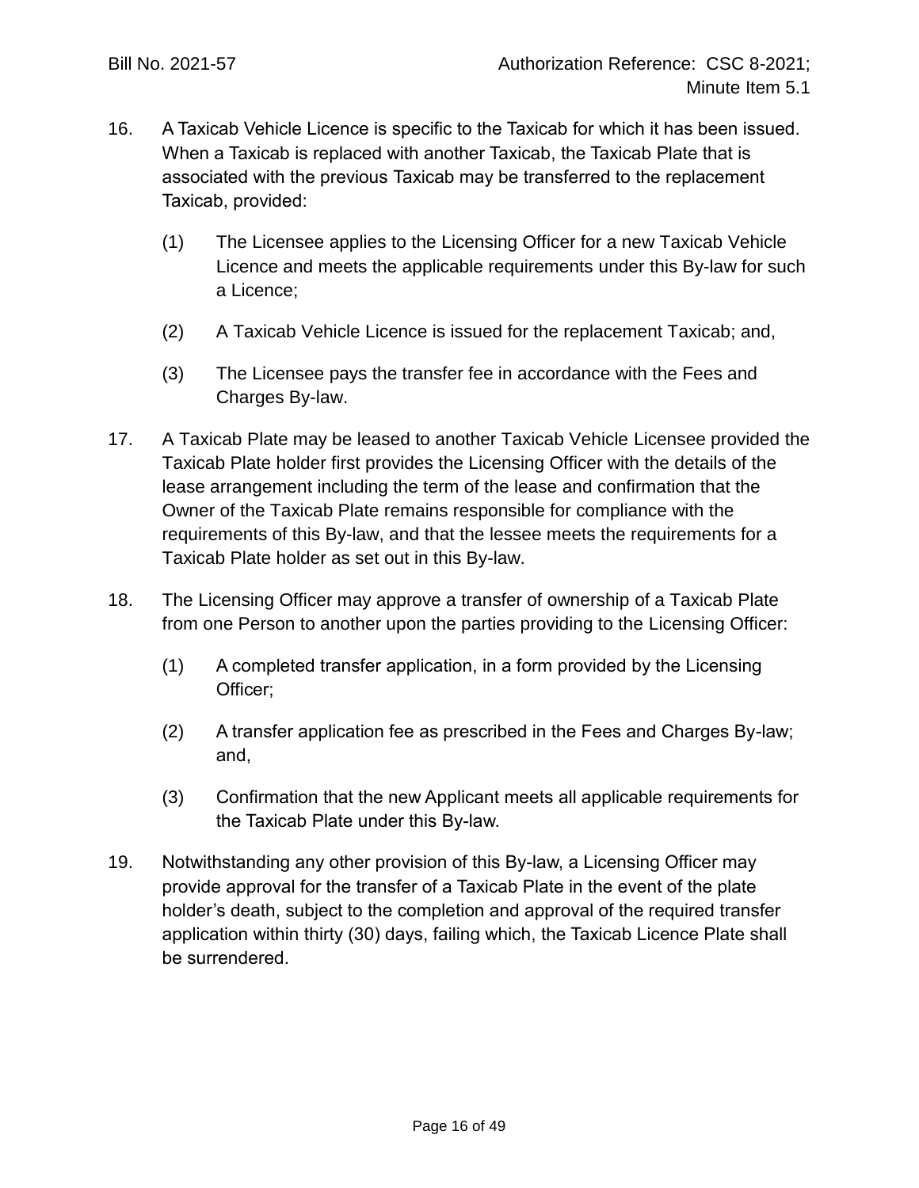16. A Taxicab Vehicle Licence is specific to the Taxicab for which it has been issued. When a Taxicab is replaced with another Taxicab, the Taxicab Plate that is associated with the previous Taxicab may be transferred to the replacement Taxicab, provided:

    (1) The Licensee applies to the Licensing Officer for a new Taxicab Vehicle Licence and meets the applicable requirements under this By-law for such a Licence;

    (2) A Taxicab Vehicle Licence is issued for the replacement Taxicab; and,

    (3) The Licensee pays the transfer fee in accordance with the Fees and Charges By-law.

17. A Taxicab Plate may be leased to another Taxicab Vehicle Licensee provided the Taxicab Plate holder first provides the Licensing Officer with the details of the lease arrangement including the term of the lease and confirmation that the Owner of the Taxicab Plate remains responsible for compliance with the requirements of this By-law, and that the lessee meets the requirements for a Taxicab Plate holder as set out in this By-law.

18. The Licensing Officer may approve a transfer of ownership of a Taxicab Plate from one Person to another upon the parties providing to the Licensing Officer:

    (1) A completed transfer application, in a form provided by the Licensing Officer;

    (2) A transfer application fee as prescribed in the Fees and Charges By-law; and,

    (3) Confirmation that the new Applicant meets all applicable requirements for the Taxicab Plate under this By-law.

19. Notwithstanding any other provision of this By-law, a Licensing Officer may provide approval for the transfer of a Taxicab Plate in the event of the plate holder's death, subject to the completion and approval of the required transfer application within thirty (30) days, failing which, the Taxicab Licence Plate shall be surrendered.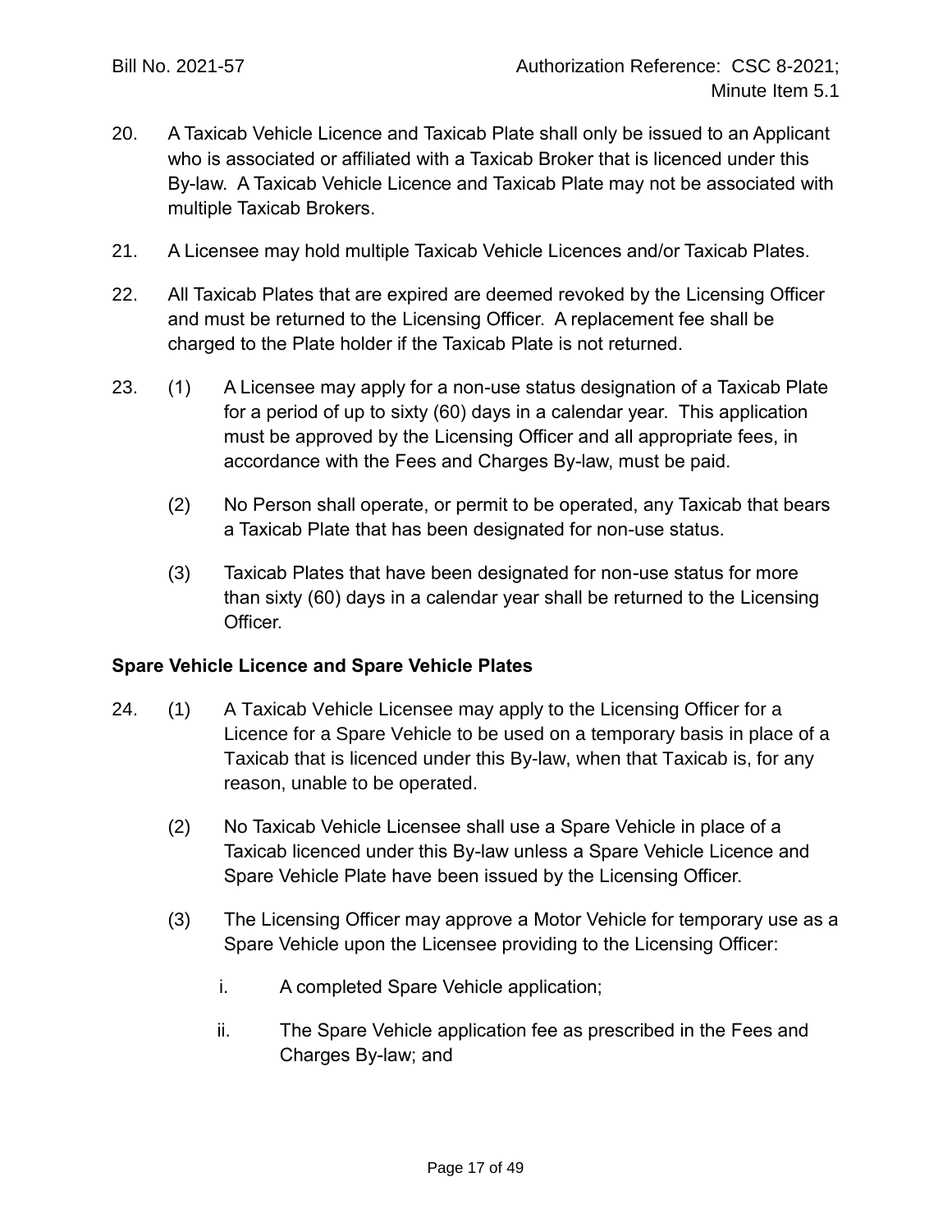20. A Taxicab Vehicle Licence and Taxicab Plate shall only be issued to an Applicant who is associated or affiliated with a Taxicab Broker that is licenced under this By-law. A Taxicab Vehicle Licence and Taxicab Plate may not be associated with multiple Taxicab Brokers.

21. A Licensee may hold multiple Taxicab Vehicle Licences and/or Taxicab Plates.

22. All Taxicab Plates that are expired are deemed revoked by the Licensing Officer and must be returned to the Licensing Officer. A replacement fee shall be charged to the Plate holder if the Taxicab Plate is not returned.

23. (1) A Licensee may apply for a non-use status designation of a Taxicab Plate for a period of up to sixty (60) days in a calendar year. This application must be approved by the Licensing Officer and all appropriate fees, in accordance with the Fees and Charges By-law, must be paid.

    (2) No Person shall operate, or permit to be operated, any Taxicab that bears a Taxicab Plate that has been designated for non-use status.

    (3) Taxicab Plates that have been designated for non-use status for more than sixty (60) days in a calendar year shall be returned to the Licensing Officer.

**Spare Vehicle Licence and Spare Vehicle Plates**

24. (1) A Taxicab Vehicle Licensee may apply to the Licensing Officer for a Licence for a Spare Vehicle to be used on a temporary basis in place of a Taxicab that is licenced under this By-law, when that Taxicab is, for any reason, unable to be operated.

    (2) No Taxicab Vehicle Licensee shall use a Spare Vehicle in place of a Taxicab licenced under this By-law unless a Spare Vehicle Licence and Spare Vehicle Plate have been issued by the Licensing Officer.

    (3) The Licensing Officer may approve a Motor Vehicle for temporary use as a Spare Vehicle upon the Licensee providing to the Licensing Officer:

        i. A completed Spare Vehicle application;

        ii. The Spare Vehicle application fee as prescribed in the Fees and Charges By-law; and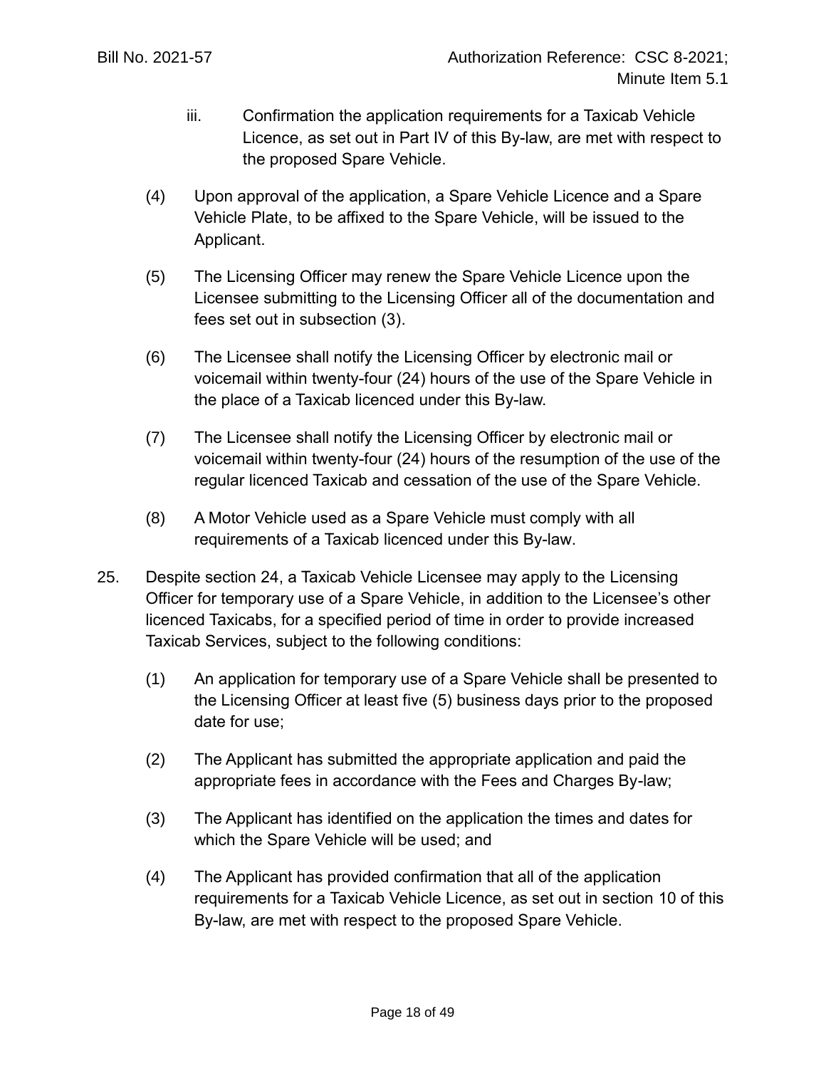iii. Confirmation the application requirements for a Taxicab Vehicle Licence, as set out in Part IV of this By-law, are met with respect to the proposed Spare Vehicle.

(4) Upon approval of the application, a Spare Vehicle Licence and a Spare Vehicle Plate, to be affixed to the Spare Vehicle, will be issued to the Applicant.

(5) The Licensing Officer may renew the Spare Vehicle Licence upon the Licensee submitting to the Licensing Officer all of the documentation and fees set out in subsection (3).

(6) The Licensee shall notify the Licensing Officer by electronic mail or voicemail within twenty-four (24) hours of the use of the Spare Vehicle in the place of a Taxicab licenced under this By-law.

(7) The Licensee shall notify the Licensing Officer by electronic mail or voicemail within twenty-four (24) hours of the resumption of the use of the regular licenced Taxicab and cessation of the use of the Spare Vehicle.

(8) A Motor Vehicle used as a Spare Vehicle must comply with all requirements of a Taxicab licenced under this By-law.

25. Despite section 24, a Taxicab Vehicle Licensee may apply to the Licensing Officer for temporary use of a Spare Vehicle, in addition to the Licensee's other licenced Taxicabs, for a specified period of time in order to provide increased Taxicab Services, subject to the following conditions:

(1) An application for temporary use of a Spare Vehicle shall be presented to the Licensing Officer at least five (5) business days prior to the proposed date for use;

(2) The Applicant has submitted the appropriate application and paid the appropriate fees in accordance with the Fees and Charges By-law;

(3) The Applicant has identified on the application the times and dates for which the Spare Vehicle will be used; and

(4) The Applicant has provided confirmation that all of the application requirements for a Taxicab Vehicle Licence, as set out in section 10 of this By-law, are met with respect to the proposed Spare Vehicle.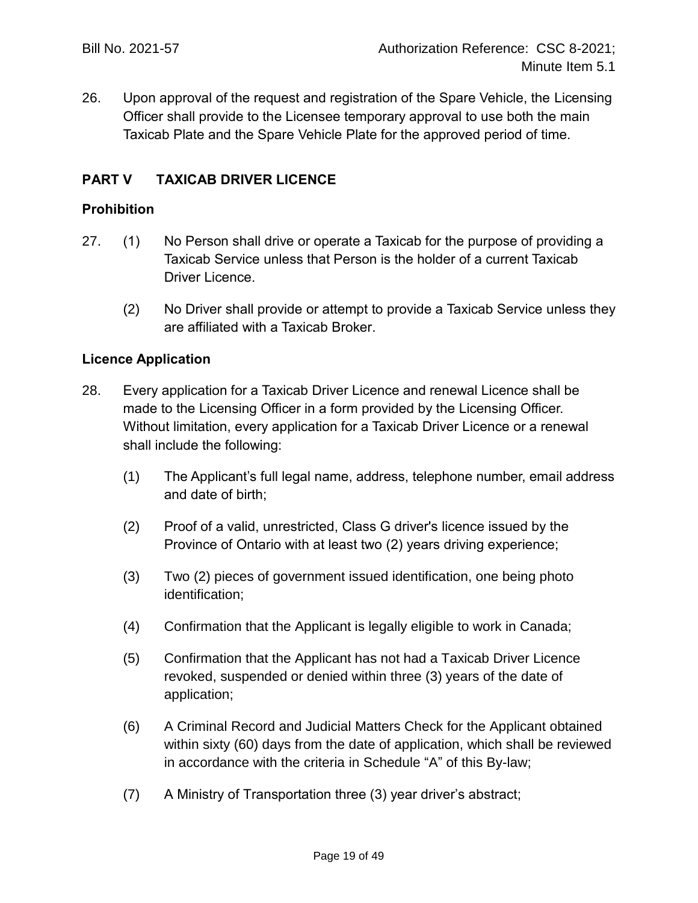26. Upon approval of the request and registration of the Spare Vehicle, the Licensing Officer shall provide to the Licensee temporary approval to use both the main Taxicab Plate and the Spare Vehicle Plate for the approved period of time.

## PART V TAXICAB DRIVER LICENCE

### Prohibition

27. (1) No Person shall drive or operate a Taxicab for the purpose of providing a Taxicab Service unless that Person is the holder of a current Taxicab Driver Licence.

    (2) No Driver shall provide or attempt to provide a Taxicab Service unless they are affiliated with a Taxicab Broker.

### Licence Application

28. Every application for a Taxicab Driver Licence and renewal Licence shall be made to the Licensing Officer in a form provided by the Licensing Officer. Without limitation, every application for a Taxicab Driver Licence or a renewal shall include the following:

    (1) The Applicant's full legal name, address, telephone number, email address and date of birth;

    (2) Proof of a valid, unrestricted, Class G driver's licence issued by the Province of Ontario with at least two (2) years driving experience;

    (3) Two (2) pieces of government issued identification, one being photo identification;

    (4) Confirmation that the Applicant is legally eligible to work in Canada;

    (5) Confirmation that the Applicant has not had a Taxicab Driver Licence revoked, suspended or denied within three (3) years of the date of application;

    (6) A Criminal Record and Judicial Matters Check for the Applicant obtained within sixty (60) days from the date of application, which shall be reviewed in accordance with the criteria in Schedule "A" of this By-law;

    (7) A Ministry of Transportation three (3) year driver's abstract;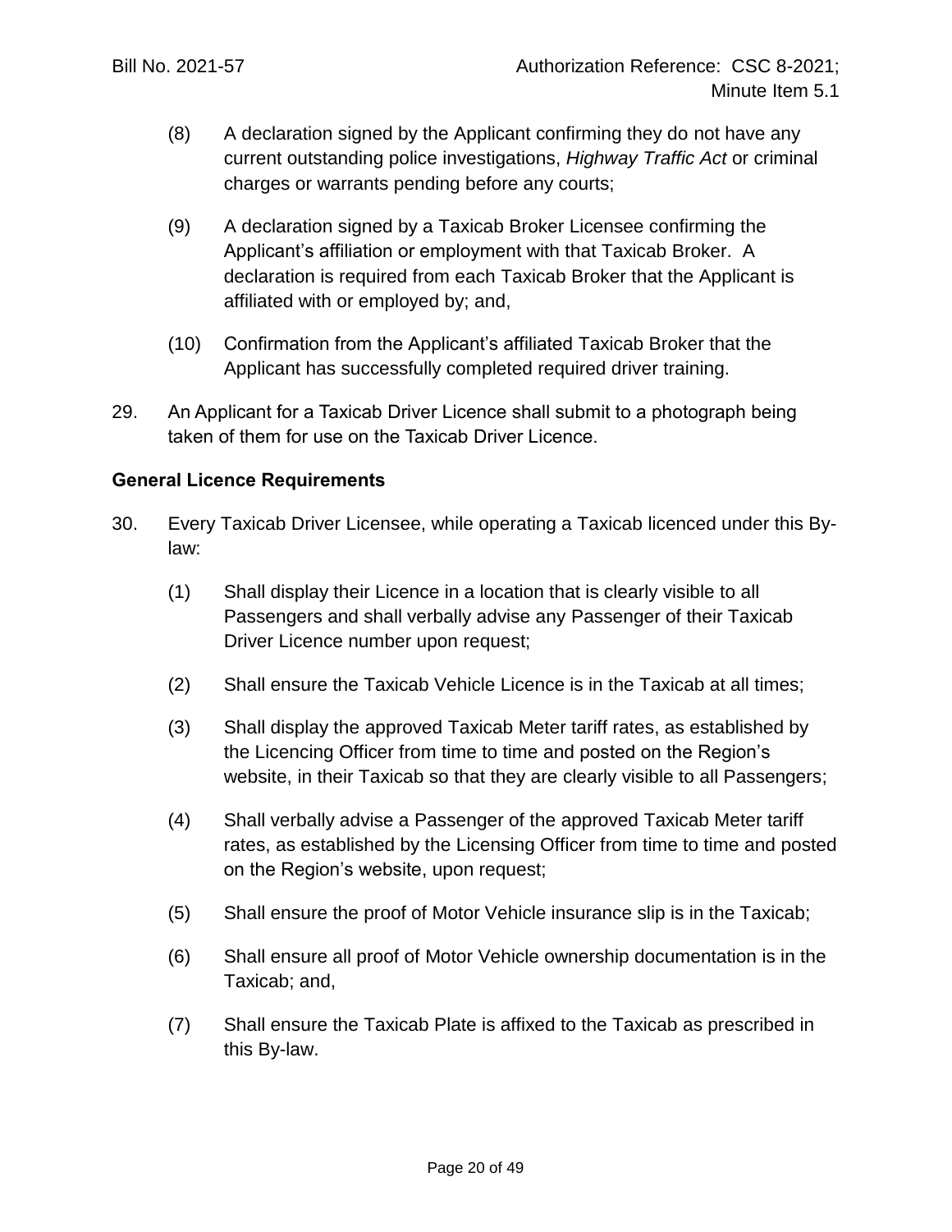(8) A declaration signed by the Applicant confirming they do not have any current outstanding police investigations, *Highway Traffic Act* or criminal charges or warrants pending before any courts;

(9) A declaration signed by a Taxicab Broker Licensee confirming the Applicant's affiliation or employment with that Taxicab Broker. A declaration is required from each Taxicab Broker that the Applicant is affiliated with or employed by; and,

(10) Confirmation from the Applicant's affiliated Taxicab Broker that the Applicant has successfully completed required driver training.

29. An Applicant for a Taxicab Driver Licence shall submit to a photograph being taken of them for use on the Taxicab Driver Licence.

**General Licence Requirements**

30. Every Taxicab Driver Licensee, while operating a Taxicab licenced under this By-law:

(1) Shall display their Licence in a location that is clearly visible to all Passengers and shall verbally advise any Passenger of their Taxicab Driver Licence number upon request;

(2) Shall ensure the Taxicab Vehicle Licence is in the Taxicab at all times;

(3) Shall display the approved Taxicab Meter tariff rates, as established by the Licencing Officer from time to time and posted on the Region's website, in their Taxicab so that they are clearly visible to all Passengers;

(4) Shall verbally advise a Passenger of the approved Taxicab Meter tariff rates, as established by the Licensing Officer from time to time and posted on the Region's website, upon request;

(5) Shall ensure the proof of Motor Vehicle insurance slip is in the Taxicab;

(6) Shall ensure all proof of Motor Vehicle ownership documentation is in the Taxicab; and,

(7) Shall ensure the Taxicab Plate is affixed to the Taxicab as prescribed in this By-law.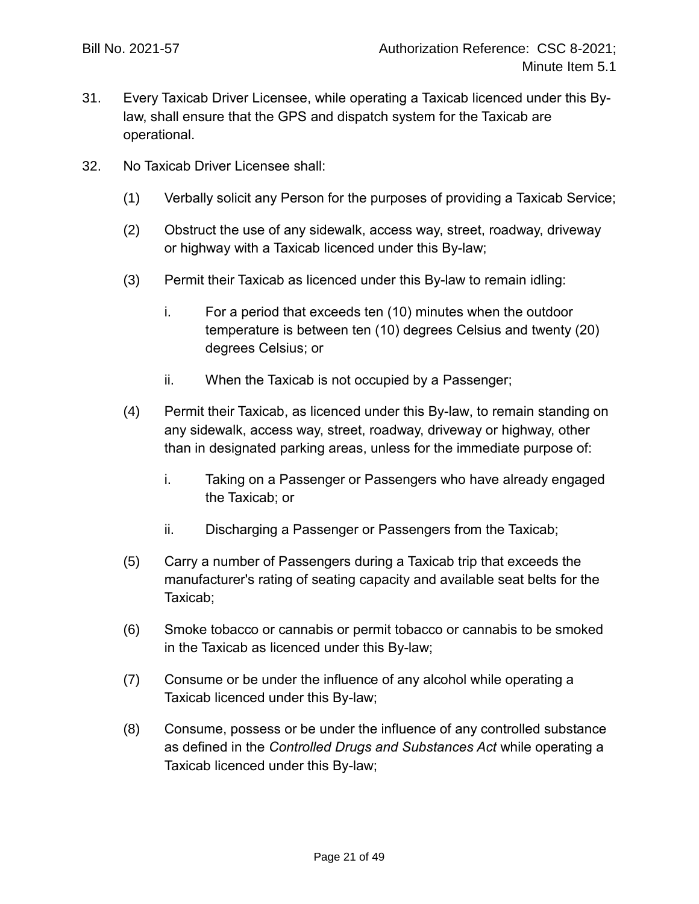31. Every Taxicab Driver Licensee, while operating a Taxicab licenced under this By-law, shall ensure that the GPS and dispatch system for the Taxicab are operational.

32. No Taxicab Driver Licensee shall:

    (1) Verbally solicit any Person for the purposes of providing a Taxicab Service;

    (2) Obstruct the use of any sidewalk, access way, street, roadway, driveway or highway with a Taxicab licenced under this By-law;

    (3) Permit their Taxicab as licenced under this By-law to remain idling:

        i. For a period that exceeds ten (10) minutes when the outdoor temperature is between ten (10) degrees Celsius and twenty (20) degrees Celsius; or

        ii. When the Taxicab is not occupied by a Passenger;

    (4) Permit their Taxicab, as licenced under this By-law, to remain standing on any sidewalk, access way, street, roadway, driveway or highway, other than in designated parking areas, unless for the immediate purpose of:

        i. Taking on a Passenger or Passengers who have already engaged the Taxicab; or

        ii. Discharging a Passenger or Passengers from the Taxicab;

    (5) Carry a number of Passengers during a Taxicab trip that exceeds the manufacturer's rating of seating capacity and available seat belts for the Taxicab;

    (6) Smoke tobacco or cannabis or permit tobacco or cannabis to be smoked in the Taxicab as licenced under this By-law;

    (7) Consume or be under the influence of any alcohol while operating a Taxicab licenced under this By-law;

    (8) Consume, possess or be under the influence of any controlled substance as defined in the *Controlled Drugs and Substances Act* while operating a Taxicab licenced under this By-law;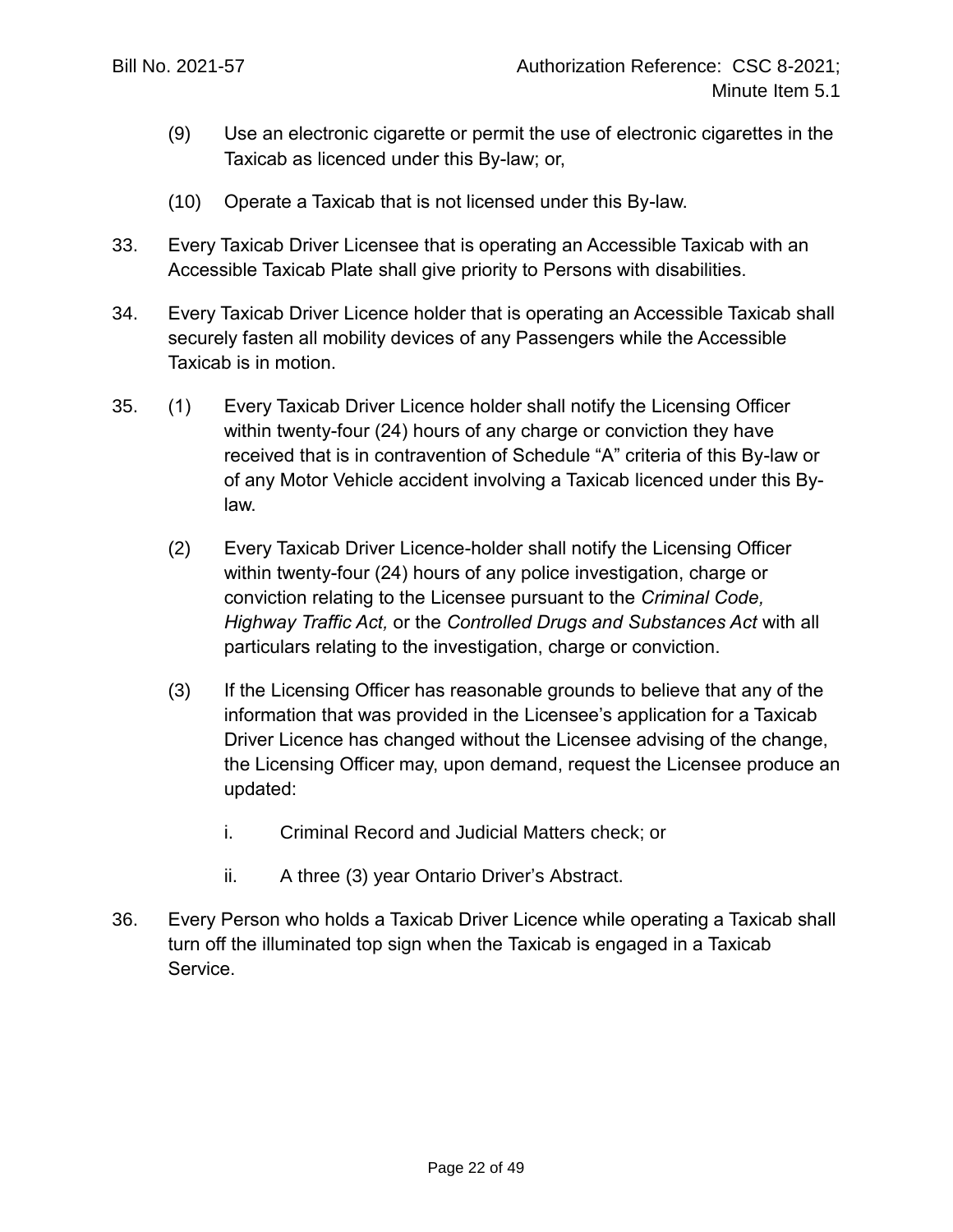(9) Use an electronic cigarette or permit the use of electronic cigarettes in the Taxicab as licenced under this By-law; or,

(10) Operate a Taxicab that is not licensed under this By-law.

33. Every Taxicab Driver Licensee that is operating an Accessible Taxicab with an Accessible Taxicab Plate shall give priority to Persons with disabilities.

34. Every Taxicab Driver Licence holder that is operating an Accessible Taxicab shall securely fasten all mobility devices of any Passengers while the Accessible Taxicab is in motion.

35. (1) Every Taxicab Driver Licence holder shall notify the Licensing Officer within twenty-four (24) hours of any charge or conviction they have received that is in contravention of Schedule "A" criteria of this By-law or of any Motor Vehicle accident involving a Taxicab licenced under this By-law.

(2) Every Taxicab Driver Licence-holder shall notify the Licensing Officer within twenty-four (24) hours of any police investigation, charge or conviction relating to the Licensee pursuant to the *Criminal Code, Highway Traffic Act,* or the *Controlled Drugs and Substances Act* with all particulars relating to the investigation, charge or conviction.

(3) If the Licensing Officer has reasonable grounds to believe that any of the information that was provided in the Licensee's application for a Taxicab Driver Licence has changed without the Licensee advising of the change, the Licensing Officer may, upon demand, request the Licensee produce an updated:

i. Criminal Record and Judicial Matters check; or

ii. A three (3) year Ontario Driver's Abstract.

36. Every Person who holds a Taxicab Driver Licence while operating a Taxicab shall turn off the illuminated top sign when the Taxicab is engaged in a Taxicab Service.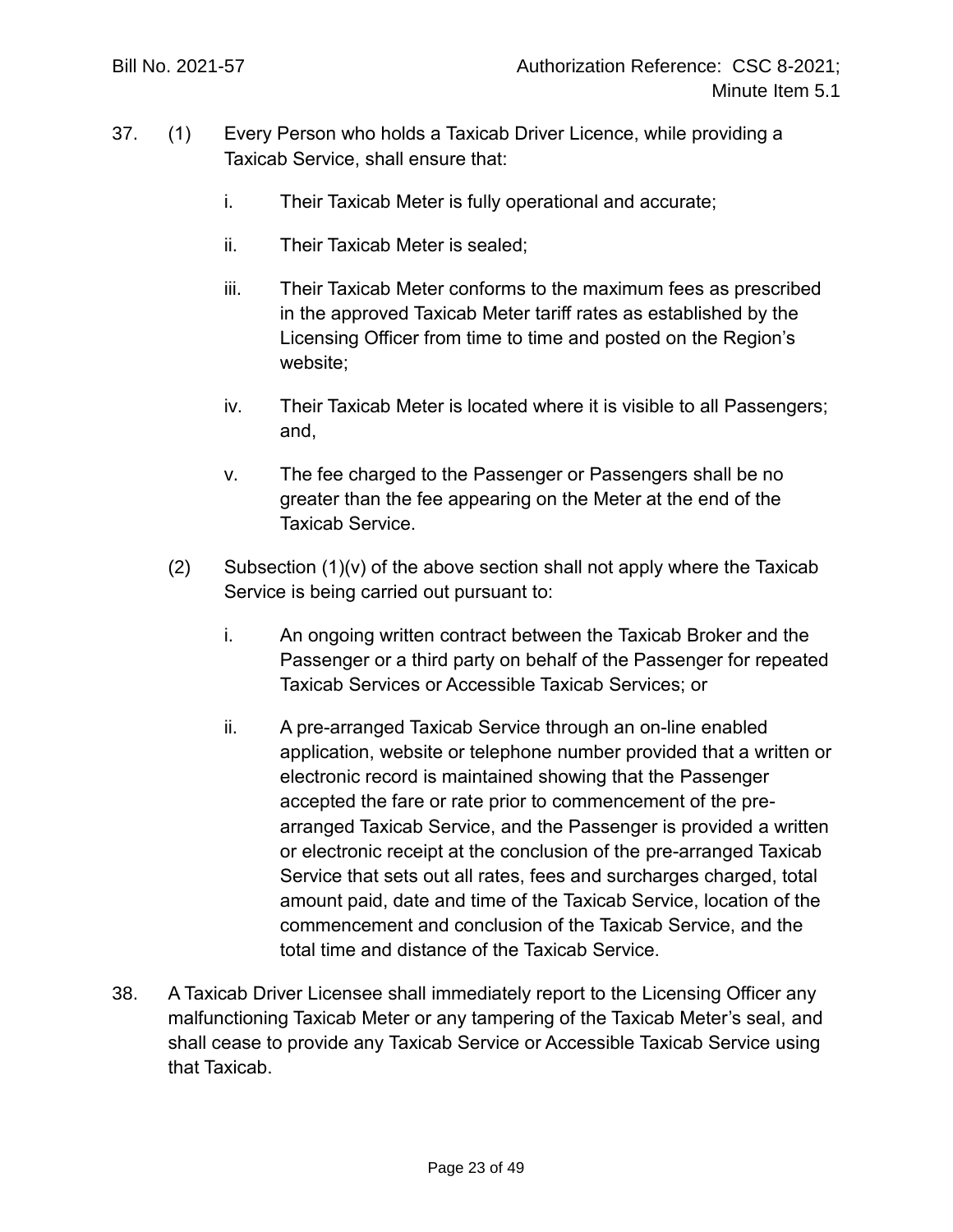37. (1) Every Person who holds a Taxicab Driver Licence, while providing a Taxicab Service, shall ensure that:

    i. Their Taxicab Meter is fully operational and accurate;

    ii. Their Taxicab Meter is sealed;

    iii. Their Taxicab Meter conforms to the maximum fees as prescribed in the approved Taxicab Meter tariff rates as established by the Licensing Officer from time to time and posted on the Region's website;

    iv. Their Taxicab Meter is located where it is visible to all Passengers; and,

    v. The fee charged to the Passenger or Passengers shall be no greater than the fee appearing on the Meter at the end of the Taxicab Service.

    (2) Subsection (1)(v) of the above section shall not apply where the Taxicab Service is being carried out pursuant to:

    i. An ongoing written contract between the Taxicab Broker and the Passenger or a third party on behalf of the Passenger for repeated Taxicab Services or Accessible Taxicab Services; or

    ii. A pre-arranged Taxicab Service through an on-line enabled application, website or telephone number provided that a written or electronic record is maintained showing that the Passenger accepted the fare or rate prior to commencement of the pre-arranged Taxicab Service, and the Passenger is provided a written or electronic receipt at the conclusion of the pre-arranged Taxicab Service that sets out all rates, fees and surcharges charged, total amount paid, date and time of the Taxicab Service, location of the commencement and conclusion of the Taxicab Service, and the total time and distance of the Taxicab Service.

38. A Taxicab Driver Licensee shall immediately report to the Licensing Officer any malfunctioning Taxicab Meter or any tampering of the Taxicab Meter's seal, and shall cease to provide any Taxicab Service or Accessible Taxicab Service using that Taxicab.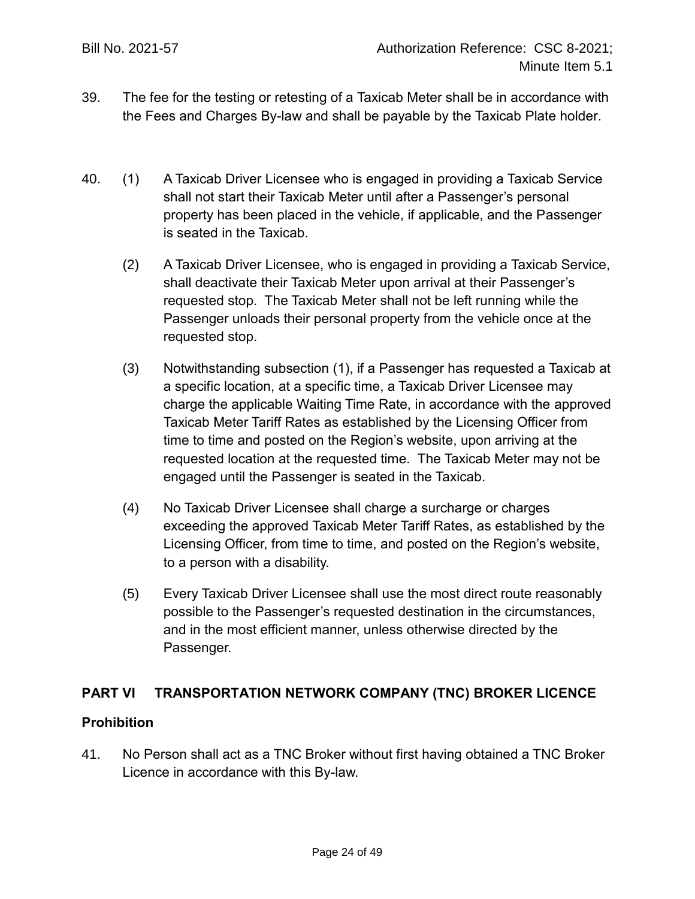39. The fee for the testing or retesting of a Taxicab Meter shall be in accordance with the Fees and Charges By-law and shall be payable by the Taxicab Plate holder.

40. (1) A Taxicab Driver Licensee who is engaged in providing a Taxicab Service shall not start their Taxicab Meter until after a Passenger's personal property has been placed in the vehicle, if applicable, and the Passenger is seated in the Taxicab.

    (2) A Taxicab Driver Licensee, who is engaged in providing a Taxicab Service, shall deactivate their Taxicab Meter upon arrival at their Passenger's requested stop. The Taxicab Meter shall not be left running while the Passenger unloads their personal property from the vehicle once at the requested stop.

    (3) Notwithstanding subsection (1), if a Passenger has requested a Taxicab at a specific location, at a specific time, a Taxicab Driver Licensee may charge the applicable Waiting Time Rate, in accordance with the approved Taxicab Meter Tariff Rates as established by the Licensing Officer from time to time and posted on the Region's website, upon arriving at the requested location at the requested time. The Taxicab Meter may not be engaged until the Passenger is seated in the Taxicab.

    (4) No Taxicab Driver Licensee shall charge a surcharge or charges exceeding the approved Taxicab Meter Tariff Rates, as established by the Licensing Officer, from time to time, and posted on the Region's website, to a person with a disability.

    (5) Every Taxicab Driver Licensee shall use the most direct route reasonably possible to the Passenger's requested destination in the circumstances, and in the most efficient manner, unless otherwise directed by the Passenger.

## PART VI TRANSPORTATION NETWORK COMPANY (TNC) BROKER LICENCE

### Prohibition

41. No Person shall act as a TNC Broker without first having obtained a TNC Broker Licence in accordance with this By-law.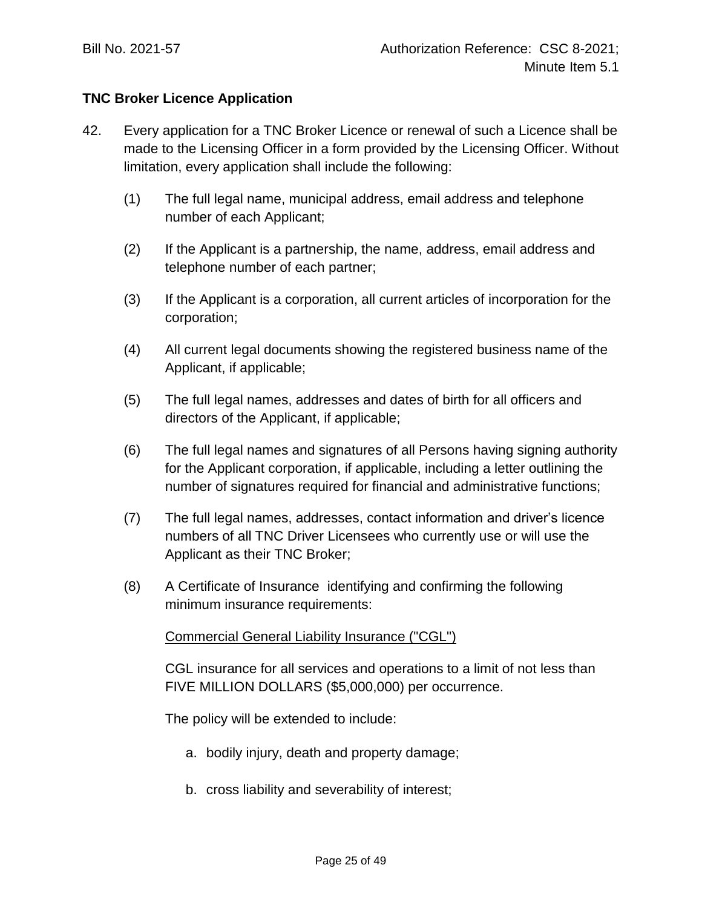**TNC Broker Licence Application**

42. Every application for a TNC Broker Licence or renewal of such a Licence shall be made to the Licensing Officer in a form provided by the Licensing Officer. Without limitation, every application shall include the following:

   (1) The full legal name, municipal address, email address and telephone number of each Applicant;

   (2) If the Applicant is a partnership, the name, address, email address and telephone number of each partner;

   (3) If the Applicant is a corporation, all current articles of incorporation for the corporation;

   (4) All current legal documents showing the registered business name of the Applicant, if applicable;

   (5) The full legal names, addresses and dates of birth for all officers and directors of the Applicant, if applicable;

   (6) The full legal names and signatures of all Persons having signing authority for the Applicant corporation, if applicable, including a letter outlining the number of signatures required for financial and administrative functions;

   (7) The full legal names, addresses, contact information and driver's licence numbers of all TNC Driver Licensees who currently use or will use the Applicant as their TNC Broker;

   (8) A Certificate of Insurance identifying and confirming the following minimum insurance requirements:

   <u>Commercial General Liability Insurance ("CGL")</u>

   CGL insurance for all services and operations to a limit of not less than FIVE MILLION DOLLARS ($5,000,000) per occurrence.

   The policy will be extended to include:

   a. bodily injury, death and property damage;

   b. cross liability and severability of interest;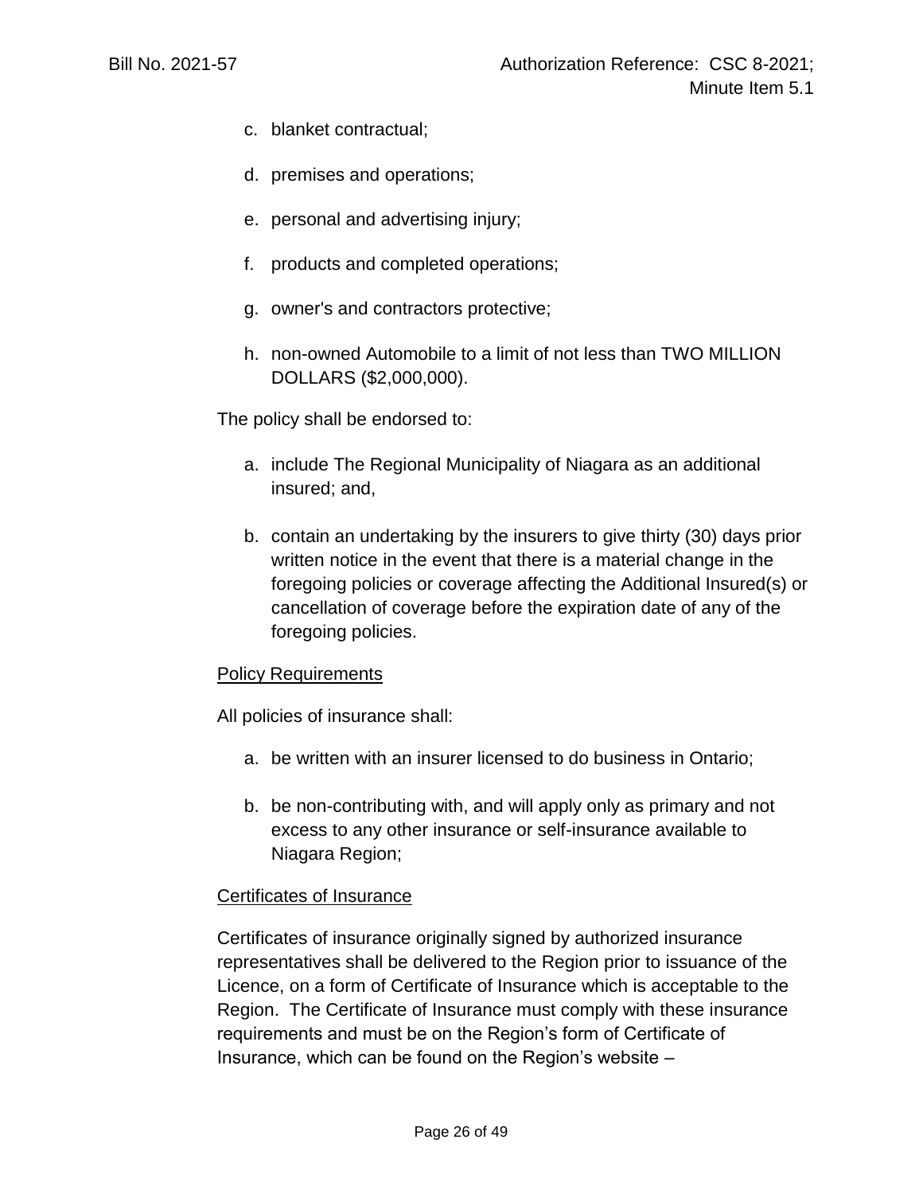c. blanket contractual;

d. premises and operations;

e. personal and advertising injury;

f. products and completed operations;

g. owner's and contractors protective;

h. non-owned Automobile to a limit of not less than TWO MILLION DOLLARS ($2,000,000).

The policy shall be endorsed to:

a. include The Regional Municipality of Niagara as an additional insured; and,

b. contain an undertaking by the insurers to give thirty (30) days prior written notice in the event that there is a material change in the foregoing policies or coverage affecting the Additional Insured(s) or cancellation of coverage before the expiration date of any of the foregoing policies.

<u>Policy Requirements</u>

All policies of insurance shall:

a. be written with an insurer licensed to do business in Ontario;

b. be non-contributing with, and will apply only as primary and not excess to any other insurance or self-insurance available to Niagara Region;

<u>Certificates of Insurance</u>

Certificates of insurance originally signed by authorized insurance representatives shall be delivered to the Region prior to issuance of the Licence, on a form of Certificate of Insurance which is acceptable to the Region. The Certificate of Insurance must comply with these insurance requirements and must be on the Region's form of Certificate of Insurance, which can be found on the Region's website –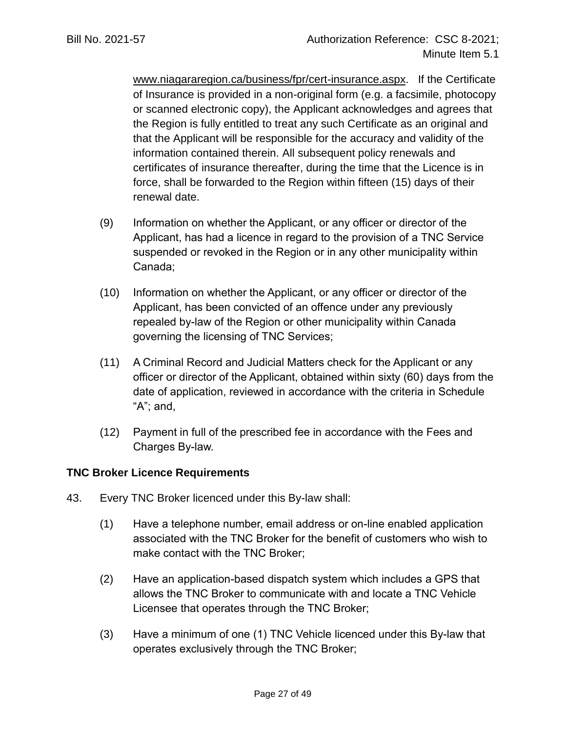www.niagararegion.ca/business/fpr/cert-insurance.aspx. If the Certificate of Insurance is provided in a non-original form (e.g. a facsimile, photocopy or scanned electronic copy), the Applicant acknowledges and agrees that the Region is fully entitled to treat any such Certificate as an original and that the Applicant will be responsible for the accuracy and validity of the information contained therein. All subsequent policy renewals and certificates of insurance thereafter, during the time that the Licence is in force, shall be forwarded to the Region within fifteen (15) days of their renewal date.

(9) Information on whether the Applicant, or any officer or director of the Applicant, has had a licence in regard to the provision of a TNC Service suspended or revoked in the Region or in any other municipality within Canada;

(10) Information on whether the Applicant, or any officer or director of the Applicant, has been convicted of an offence under any previously repealed by-law of the Region or other municipality within Canada governing the licensing of TNC Services;

(11) A Criminal Record and Judicial Matters check for the Applicant or any officer or director of the Applicant, obtained within sixty (60) days from the date of application, reviewed in accordance with the criteria in Schedule "A"; and,

(12) Payment in full of the prescribed fee in accordance with the Fees and Charges By-law.

**TNC Broker Licence Requirements**

43. Every TNC Broker licenced under this By-law shall:

(1) Have a telephone number, email address or on-line enabled application associated with the TNC Broker for the benefit of customers who wish to make contact with the TNC Broker;

(2) Have an application-based dispatch system which includes a GPS that allows the TNC Broker to communicate with and locate a TNC Vehicle Licensee that operates through the TNC Broker;

(3) Have a minimum of one (1) TNC Vehicle licenced under this By-law that operates exclusively through the TNC Broker;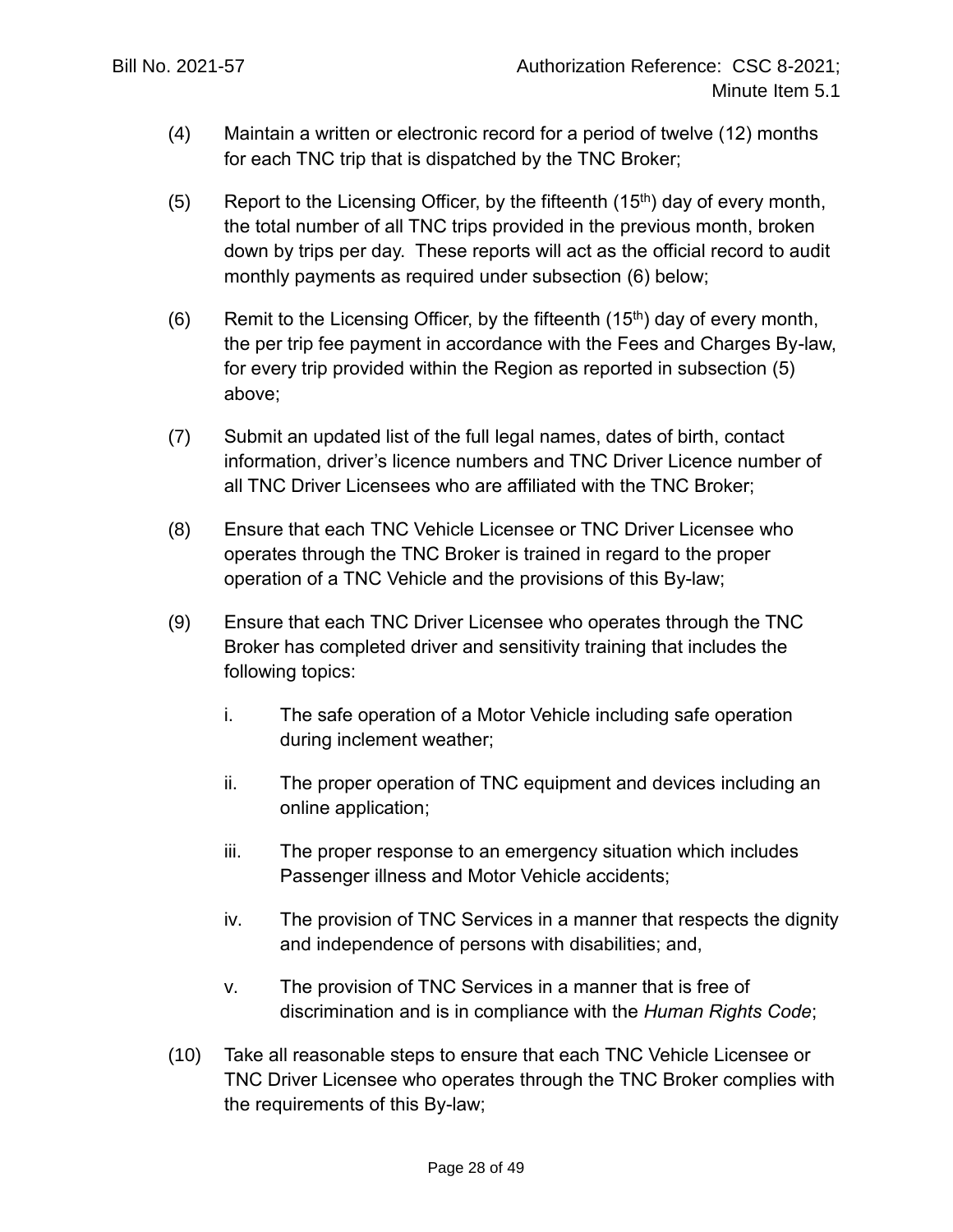(4) Maintain a written or electronic record for a period of twelve (12) months for each TNC trip that is dispatched by the TNC Broker;

(5) Report to the Licensing Officer, by the fifteenth (15th) day of every month, the total number of all TNC trips provided in the previous month, broken down by trips per day. These reports will act as the official record to audit monthly payments as required under subsection (6) below;

(6) Remit to the Licensing Officer, by the fifteenth (15th) day of every month, the per trip fee payment in accordance with the Fees and Charges By-law, for every trip provided within the Region as reported in subsection (5) above;

(7) Submit an updated list of the full legal names, dates of birth, contact information, driver's licence numbers and TNC Driver Licence number of all TNC Driver Licensees who are affiliated with the TNC Broker;

(8) Ensure that each TNC Vehicle Licensee or TNC Driver Licensee who operates through the TNC Broker is trained in regard to the proper operation of a TNC Vehicle and the provisions of this By-law;

(9) Ensure that each TNC Driver Licensee who operates through the TNC Broker has completed driver and sensitivity training that includes the following topics:

   i. The safe operation of a Motor Vehicle including safe operation during inclement weather;

   ii. The proper operation of TNC equipment and devices including an online application;

   iii. The proper response to an emergency situation which includes Passenger illness and Motor Vehicle accidents;

   iv. The provision of TNC Services in a manner that respects the dignity and independence of persons with disabilities; and,

   v. The provision of TNC Services in a manner that is free of discrimination and is in compliance with the *Human Rights Code*;

(10) Take all reasonable steps to ensure that each TNC Vehicle Licensee or TNC Driver Licensee who operates through the TNC Broker complies with the requirements of this By-law;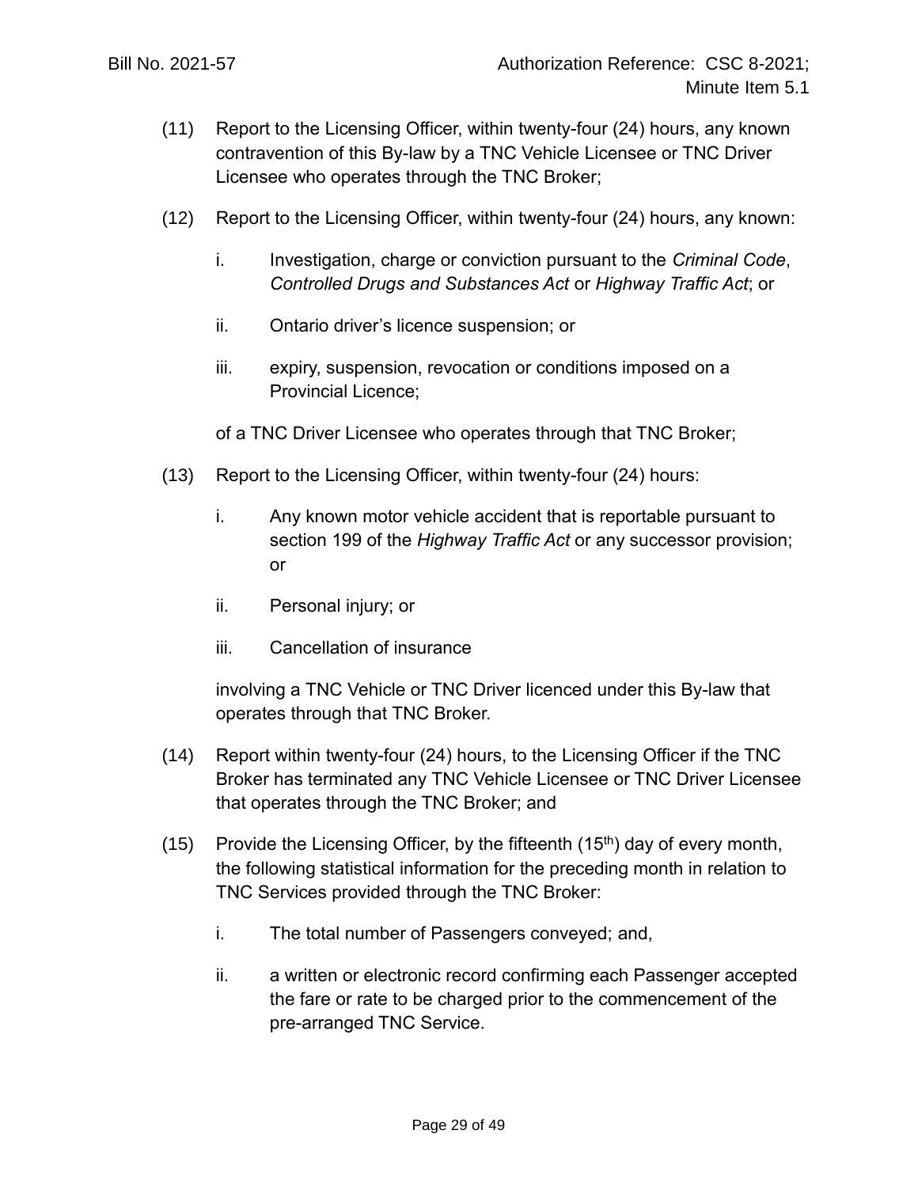(11) Report to the Licensing Officer, within twenty-four (24) hours, any known contravention of this By-law by a TNC Vehicle Licensee or TNC Driver Licensee who operates through the TNC Broker;

(12) Report to the Licensing Officer, within twenty-four (24) hours, any known:

i. Investigation, charge or conviction pursuant to the *Criminal Code*, *Controlled Drugs and Substances Act* or *Highway Traffic Act*; or

ii. Ontario driver's licence suspension; or

iii. expiry, suspension, revocation or conditions imposed on a Provincial Licence;

of a TNC Driver Licensee who operates through that TNC Broker;

(13) Report to the Licensing Officer, within twenty-four (24) hours:

i. Any known motor vehicle accident that is reportable pursuant to section 199 of the *Highway Traffic Act* or any successor provision; or

ii. Personal injury; or

iii. Cancellation of insurance

involving a TNC Vehicle or TNC Driver licenced under this By-law that operates through that TNC Broker.

(14) Report within twenty-four (24) hours, to the Licensing Officer if the TNC Broker has terminated any TNC Vehicle Licensee or TNC Driver Licensee that operates through the TNC Broker; and

(15) Provide the Licensing Officer, by the fifteenth (15th) day of every month, the following statistical information for the preceding month in relation to TNC Services provided through the TNC Broker:

i. The total number of Passengers conveyed; and,

ii. a written or electronic record confirming each Passenger accepted the fare or rate to be charged prior to the commencement of the pre-arranged TNC Service.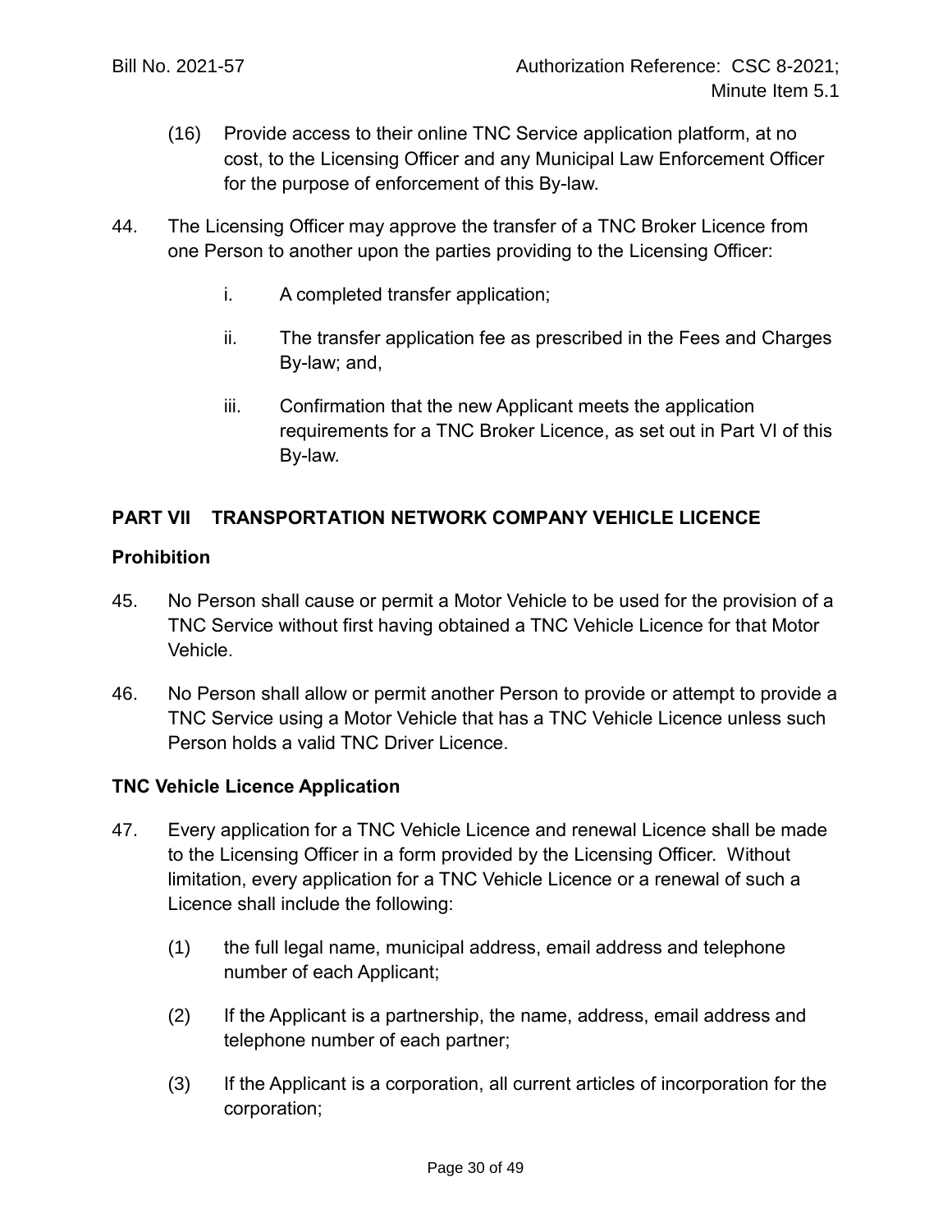(16) Provide access to their online TNC Service application platform, at no cost, to the Licensing Officer and any Municipal Law Enforcement Officer for the purpose of enforcement of this By-law.

44. The Licensing Officer may approve the transfer of a TNC Broker Licence from one Person to another upon the parties providing to the Licensing Officer:

    i. A completed transfer application;

    ii. The transfer application fee as prescribed in the Fees and Charges By-law; and,

    iii. Confirmation that the new Applicant meets the application requirements for a TNC Broker Licence, as set out in Part VI of this By-law.

## PART VII TRANSPORTATION NETWORK COMPANY VEHICLE LICENCE

### Prohibition

45. No Person shall cause or permit a Motor Vehicle to be used for the provision of a TNC Service without first having obtained a TNC Vehicle Licence for that Motor Vehicle.

46. No Person shall allow or permit another Person to provide or attempt to provide a TNC Service using a Motor Vehicle that has a TNC Vehicle Licence unless such Person holds a valid TNC Driver Licence.

### TNC Vehicle Licence Application

47. Every application for a TNC Vehicle Licence and renewal Licence shall be made to the Licensing Officer in a form provided by the Licensing Officer. Without limitation, every application for a TNC Vehicle Licence or a renewal of such a Licence shall include the following:

    (1) the full legal name, municipal address, email address and telephone number of each Applicant;

    (2) If the Applicant is a partnership, the name, address, email address and telephone number of each partner;

    (3) If the Applicant is a corporation, all current articles of incorporation for the corporation;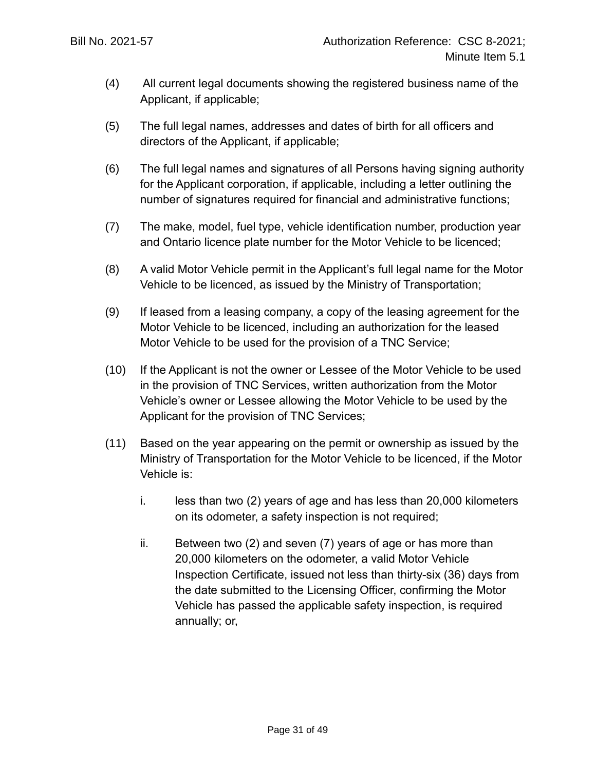(4) All current legal documents showing the registered business name of the Applicant, if applicable;

(5) The full legal names, addresses and dates of birth for all officers and directors of the Applicant, if applicable;

(6) The full legal names and signatures of all Persons having signing authority for the Applicant corporation, if applicable, including a letter outlining the number of signatures required for financial and administrative functions;

(7) The make, model, fuel type, vehicle identification number, production year and Ontario licence plate number for the Motor Vehicle to be licenced;

(8) A valid Motor Vehicle permit in the Applicant's full legal name for the Motor Vehicle to be licenced, as issued by the Ministry of Transportation;

(9) If leased from a leasing company, a copy of the leasing agreement for the Motor Vehicle to be licenced, including an authorization for the leased Motor Vehicle to be used for the provision of a TNC Service;

(10) If the Applicant is not the owner or Lessee of the Motor Vehicle to be used in the provision of TNC Services, written authorization from the Motor Vehicle's owner or Lessee allowing the Motor Vehicle to be used by the Applicant for the provision of TNC Services;

(11) Based on the year appearing on the permit or ownership as issued by the Ministry of Transportation for the Motor Vehicle to be licenced, if the Motor Vehicle is:

  i. less than two (2) years of age and has less than 20,000 kilometers on its odometer, a safety inspection is not required;

  ii. Between two (2) and seven (7) years of age or has more than 20,000 kilometers on the odometer, a valid Motor Vehicle Inspection Certificate, issued not less than thirty-six (36) days from the date submitted to the Licensing Officer, confirming the Motor Vehicle has passed the applicable safety inspection, is required annually; or,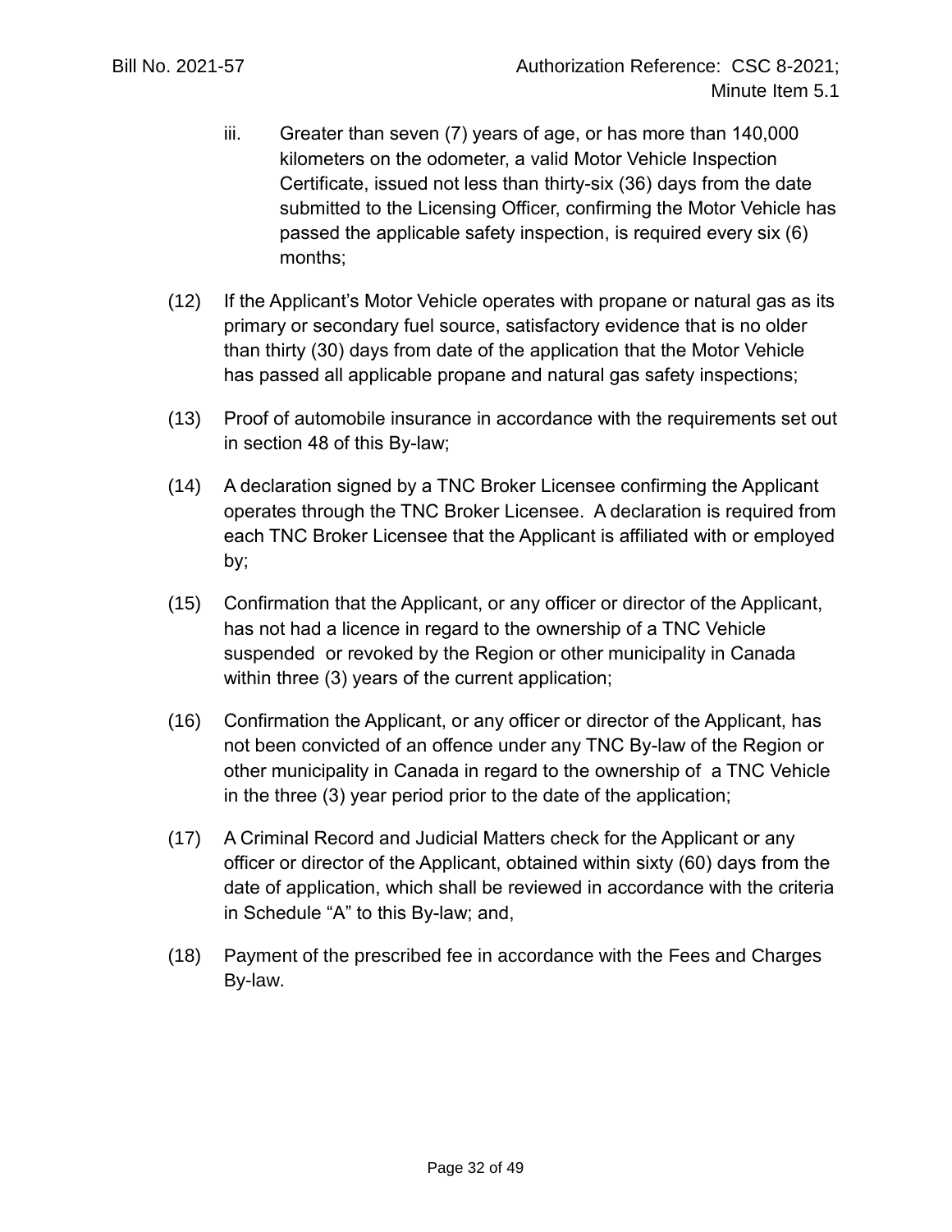iii. Greater than seven (7) years of age, or has more than 140,000 kilometers on the odometer, a valid Motor Vehicle Inspection Certificate, issued not less than thirty-six (36) days from the date submitted to the Licensing Officer, confirming the Motor Vehicle has passed the applicable safety inspection, is required every six (6) months;

(12) If the Applicant's Motor Vehicle operates with propane or natural gas as its primary or secondary fuel source, satisfactory evidence that is no older than thirty (30) days from date of the application that the Motor Vehicle has passed all applicable propane and natural gas safety inspections;

(13) Proof of automobile insurance in accordance with the requirements set out in section 48 of this By-law;

(14) A declaration signed by a TNC Broker Licensee confirming the Applicant operates through the TNC Broker Licensee. A declaration is required from each TNC Broker Licensee that the Applicant is affiliated with or employed by;

(15) Confirmation that the Applicant, or any officer or director of the Applicant, has not had a licence in regard to the ownership of a TNC Vehicle suspended or revoked by the Region or other municipality in Canada within three (3) years of the current application;

(16) Confirmation the Applicant, or any officer or director of the Applicant, has not been convicted of an offence under any TNC By-law of the Region or other municipality in Canada in regard to the ownership of a TNC Vehicle in the three (3) year period prior to the date of the application;

(17) A Criminal Record and Judicial Matters check for the Applicant or any officer or director of the Applicant, obtained within sixty (60) days from the date of application, which shall be reviewed in accordance with the criteria in Schedule "A" to this By-law; and,

(18) Payment of the prescribed fee in accordance with the Fees and Charges By-law.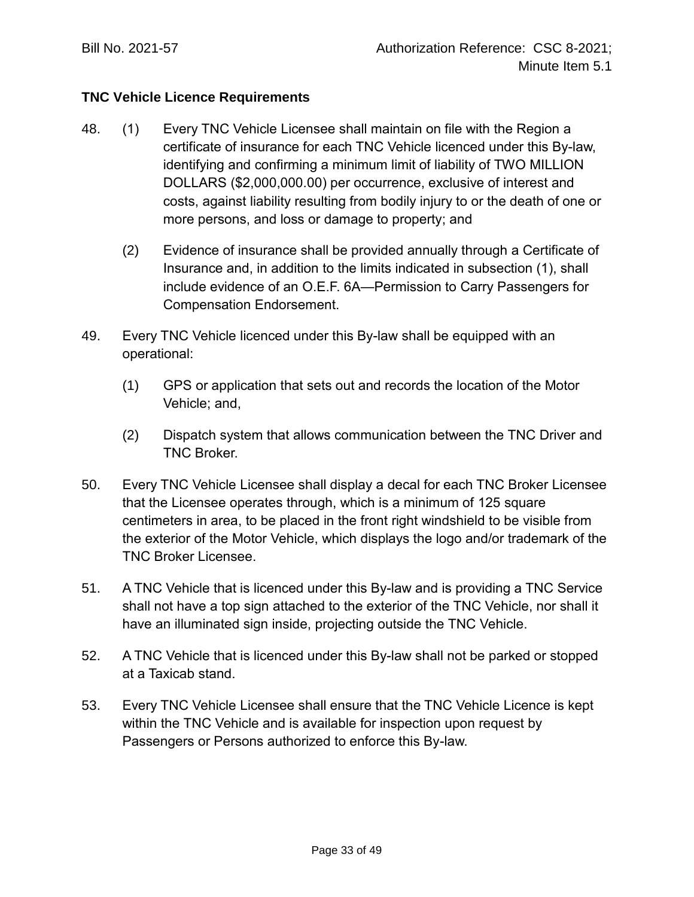**TNC Vehicle Licence Requirements**

48. (1) Every TNC Vehicle Licensee shall maintain on file with the Region a certificate of insurance for each TNC Vehicle licenced under this By-law, identifying and confirming a minimum limit of liability of TWO MILLION DOLLARS ($2,000,000.00) per occurrence, exclusive of interest and costs, against liability resulting from bodily injury to or the death of one or more persons, and loss or damage to property; and

    (2) Evidence of insurance shall be provided annually through a Certificate of Insurance and, in addition to the limits indicated in subsection (1), shall include evidence of an O.E.F. 6A—Permission to Carry Passengers for Compensation Endorsement.

49. Every TNC Vehicle licenced under this By-law shall be equipped with an operational:

    (1) GPS or application that sets out and records the location of the Motor Vehicle; and,

    (2) Dispatch system that allows communication between the TNC Driver and TNC Broker.

50. Every TNC Vehicle Licensee shall display a decal for each TNC Broker Licensee that the Licensee operates through, which is a minimum of 125 square centimeters in area, to be placed in the front right windshield to be visible from the exterior of the Motor Vehicle, which displays the logo and/or trademark of the TNC Broker Licensee.

51. A TNC Vehicle that is licenced under this By-law and is providing a TNC Service shall not have a top sign attached to the exterior of the TNC Vehicle, nor shall it have an illuminated sign inside, projecting outside the TNC Vehicle.

52. A TNC Vehicle that is licenced under this By-law shall not be parked or stopped at a Taxicab stand.

53. Every TNC Vehicle Licensee shall ensure that the TNC Vehicle Licence is kept within the TNC Vehicle and is available for inspection upon request by Passengers or Persons authorized to enforce this By-law.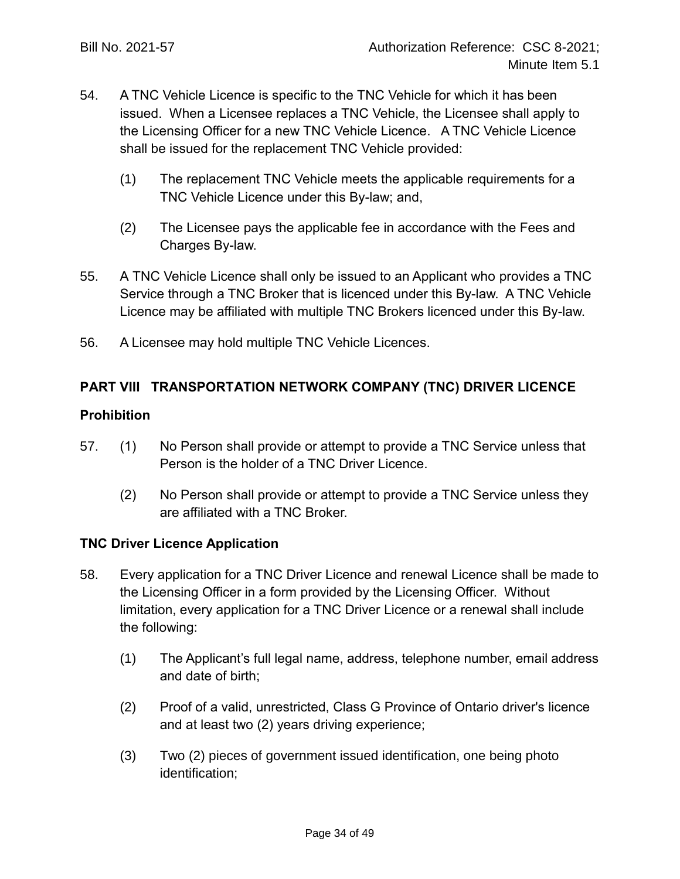54. A TNC Vehicle Licence is specific to the TNC Vehicle for which it has been issued. When a Licensee replaces a TNC Vehicle, the Licensee shall apply to the Licensing Officer for a new TNC Vehicle Licence. A TNC Vehicle Licence shall be issued for the replacement TNC Vehicle provided:

    (1) The replacement TNC Vehicle meets the applicable requirements for a TNC Vehicle Licence under this By-law; and,

    (2) The Licensee pays the applicable fee in accordance with the Fees and Charges By-law.

55. A TNC Vehicle Licence shall only be issued to an Applicant who provides a TNC Service through a TNC Broker that is licenced under this By-law. A TNC Vehicle Licence may be affiliated with multiple TNC Brokers licenced under this By-law.

56. A Licensee may hold multiple TNC Vehicle Licences.

## PART VIII TRANSPORTATION NETWORK COMPANY (TNC) DRIVER LICENCE

### Prohibition

57. (1) No Person shall provide or attempt to provide a TNC Service unless that Person is the holder of a TNC Driver Licence.

    (2) No Person shall provide or attempt to provide a TNC Service unless they are affiliated with a TNC Broker.

### TNC Driver Licence Application

58. Every application for a TNC Driver Licence and renewal Licence shall be made to the Licensing Officer in a form provided by the Licensing Officer. Without limitation, every application for a TNC Driver Licence or a renewal shall include the following:

    (1) The Applicant's full legal name, address, telephone number, email address and date of birth;

    (2) Proof of a valid, unrestricted, Class G Province of Ontario driver's licence and at least two (2) years driving experience;

    (3) Two (2) pieces of government issued identification, one being photo identification;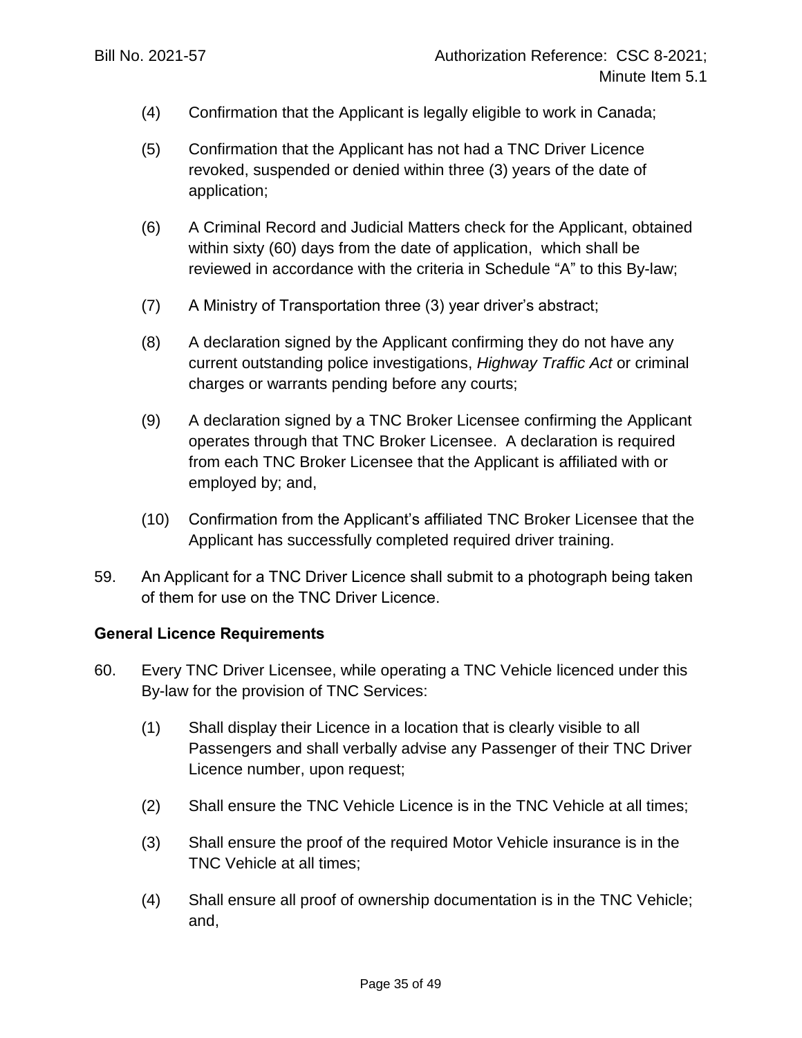(4) Confirmation that the Applicant is legally eligible to work in Canada;

(5) Confirmation that the Applicant has not had a TNC Driver Licence revoked, suspended or denied within three (3) years of the date of application;

(6) A Criminal Record and Judicial Matters check for the Applicant, obtained within sixty (60) days from the date of application, which shall be reviewed in accordance with the criteria in Schedule "A" to this By-law;

(7) A Ministry of Transportation three (3) year driver's abstract;

(8) A declaration signed by the Applicant confirming they do not have any current outstanding police investigations, *Highway Traffic Act* or criminal charges or warrants pending before any courts;

(9) A declaration signed by a TNC Broker Licensee confirming the Applicant operates through that TNC Broker Licensee. A declaration is required from each TNC Broker Licensee that the Applicant is affiliated with or employed by; and,

(10) Confirmation from the Applicant's affiliated TNC Broker Licensee that the Applicant has successfully completed required driver training.

59. An Applicant for a TNC Driver Licence shall submit to a photograph being taken of them for use on the TNC Driver Licence.

**General Licence Requirements**

60. Every TNC Driver Licensee, while operating a TNC Vehicle licenced under this By-law for the provision of TNC Services:

(1) Shall display their Licence in a location that is clearly visible to all Passengers and shall verbally advise any Passenger of their TNC Driver Licence number, upon request;

(2) Shall ensure the TNC Vehicle Licence is in the TNC Vehicle at all times;

(3) Shall ensure the proof of the required Motor Vehicle insurance is in the TNC Vehicle at all times;

(4) Shall ensure all proof of ownership documentation is in the TNC Vehicle; and,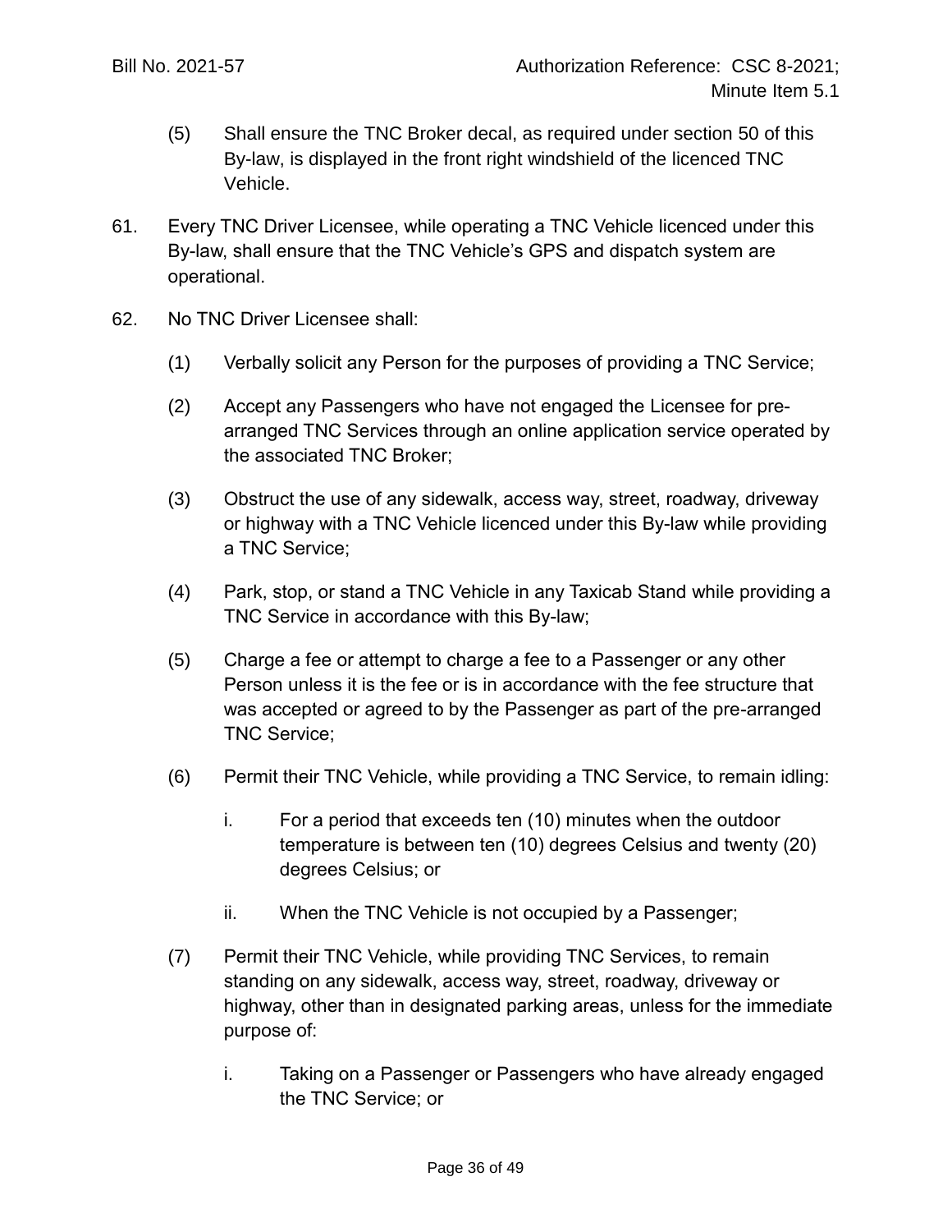(5) Shall ensure the TNC Broker decal, as required under section 50 of this By-law, is displayed in the front right windshield of the licenced TNC Vehicle.

61. Every TNC Driver Licensee, while operating a TNC Vehicle licenced under this By-law, shall ensure that the TNC Vehicle's GPS and dispatch system are operational.

62. No TNC Driver Licensee shall:

(1) Verbally solicit any Person for the purposes of providing a TNC Service;

(2) Accept any Passengers who have not engaged the Licensee for pre-arranged TNC Services through an online application service operated by the associated TNC Broker;

(3) Obstruct the use of any sidewalk, access way, street, roadway, driveway or highway with a TNC Vehicle licenced under this By-law while providing a TNC Service;

(4) Park, stop, or stand a TNC Vehicle in any Taxicab Stand while providing a TNC Service in accordance with this By-law;

(5) Charge a fee or attempt to charge a fee to a Passenger or any other Person unless it is the fee or is in accordance with the fee structure that was accepted or agreed to by the Passenger as part of the pre-arranged TNC Service;

(6) Permit their TNC Vehicle, while providing a TNC Service, to remain idling:

i. For a period that exceeds ten (10) minutes when the outdoor temperature is between ten (10) degrees Celsius and twenty (20) degrees Celsius; or

ii. When the TNC Vehicle is not occupied by a Passenger;

(7) Permit their TNC Vehicle, while providing TNC Services, to remain standing on any sidewalk, access way, street, roadway, driveway or highway, other than in designated parking areas, unless for the immediate purpose of:

i. Taking on a Passenger or Passengers who have already engaged the TNC Service; or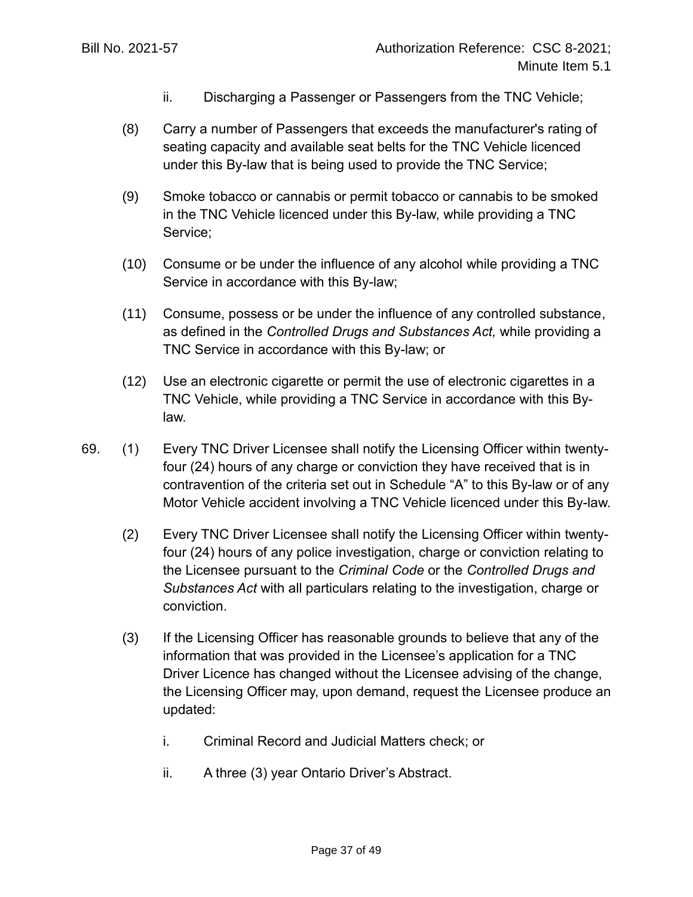ii. Discharging a Passenger or Passengers from the TNC Vehicle;

(8) Carry a number of Passengers that exceeds the manufacturer's rating of seating capacity and available seat belts for the TNC Vehicle licenced under this By-law that is being used to provide the TNC Service;

(9) Smoke tobacco or cannabis or permit tobacco or cannabis to be smoked in the TNC Vehicle licenced under this By-law, while providing a TNC Service;

(10) Consume or be under the influence of any alcohol while providing a TNC Service in accordance with this By-law;

(11) Consume, possess or be under the influence of any controlled substance, as defined in the *Controlled Drugs and Substances Act,* while providing a TNC Service in accordance with this By-law; or

(12) Use an electronic cigarette or permit the use of electronic cigarettes in a TNC Vehicle, while providing a TNC Service in accordance with this By-law.

69. (1) Every TNC Driver Licensee shall notify the Licensing Officer within twenty-four (24) hours of any charge or conviction they have received that is in contravention of the criteria set out in Schedule "A" to this By-law or of any Motor Vehicle accident involving a TNC Vehicle licenced under this By-law.

(2) Every TNC Driver Licensee shall notify the Licensing Officer within twenty-four (24) hours of any police investigation, charge or conviction relating to the Licensee pursuant to the *Criminal Code* or the *Controlled Drugs and Substances Act* with all particulars relating to the investigation, charge or conviction.

(3) If the Licensing Officer has reasonable grounds to believe that any of the information that was provided in the Licensee's application for a TNC Driver Licence has changed without the Licensee advising of the change, the Licensing Officer may, upon demand, request the Licensee produce an updated:

i. Criminal Record and Judicial Matters check; or

ii. A three (3) year Ontario Driver's Abstract.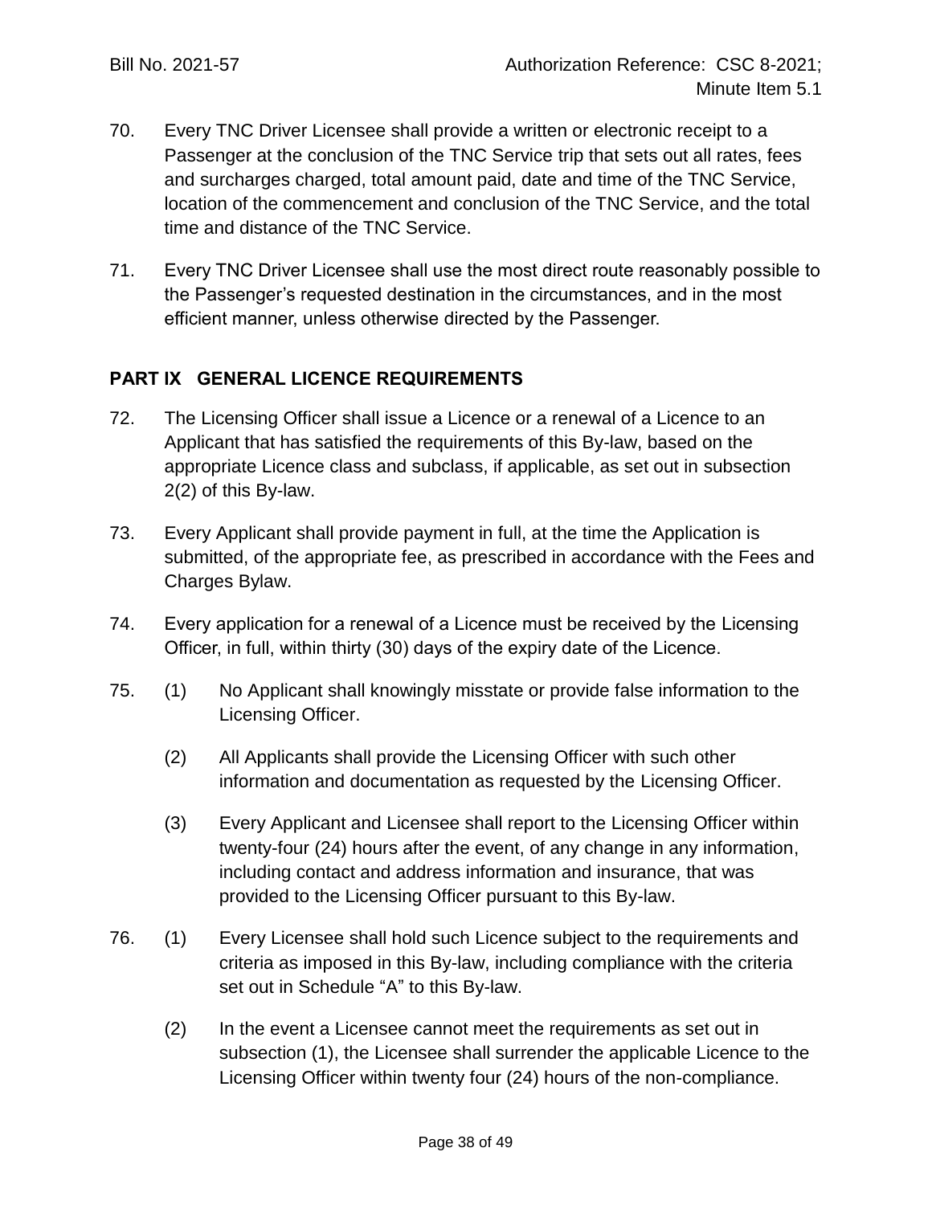70. Every TNC Driver Licensee shall provide a written or electronic receipt to a Passenger at the conclusion of the TNC Service trip that sets out all rates, fees and surcharges charged, total amount paid, date and time of the TNC Service, location of the commencement and conclusion of the TNC Service, and the total time and distance of the TNC Service.

71. Every TNC Driver Licensee shall use the most direct route reasonably possible to the Passenger's requested destination in the circumstances, and in the most efficient manner, unless otherwise directed by the Passenger.

## PART IX GENERAL LICENCE REQUIREMENTS

72. The Licensing Officer shall issue a Licence or a renewal of a Licence to an Applicant that has satisfied the requirements of this By-law, based on the appropriate Licence class and subclass, if applicable, as set out in subsection 2(2) of this By-law.

73. Every Applicant shall provide payment in full, at the time the Application is submitted, of the appropriate fee, as prescribed in accordance with the Fees and Charges Bylaw.

74. Every application for a renewal of a Licence must be received by the Licensing Officer, in full, within thirty (30) days of the expiry date of the Licence.

75. (1) No Applicant shall knowingly misstate or provide false information to the Licensing Officer.

    (2) All Applicants shall provide the Licensing Officer with such other information and documentation as requested by the Licensing Officer.

    (3) Every Applicant and Licensee shall report to the Licensing Officer within twenty-four (24) hours after the event, of any change in any information, including contact and address information and insurance, that was provided to the Licensing Officer pursuant to this By-law.

76. (1) Every Licensee shall hold such Licence subject to the requirements and criteria as imposed in this By-law, including compliance with the criteria set out in Schedule "A" to this By-law.

    (2) In the event a Licensee cannot meet the requirements as set out in subsection (1), the Licensee shall surrender the applicable Licence to the Licensing Officer within twenty four (24) hours of the non-compliance.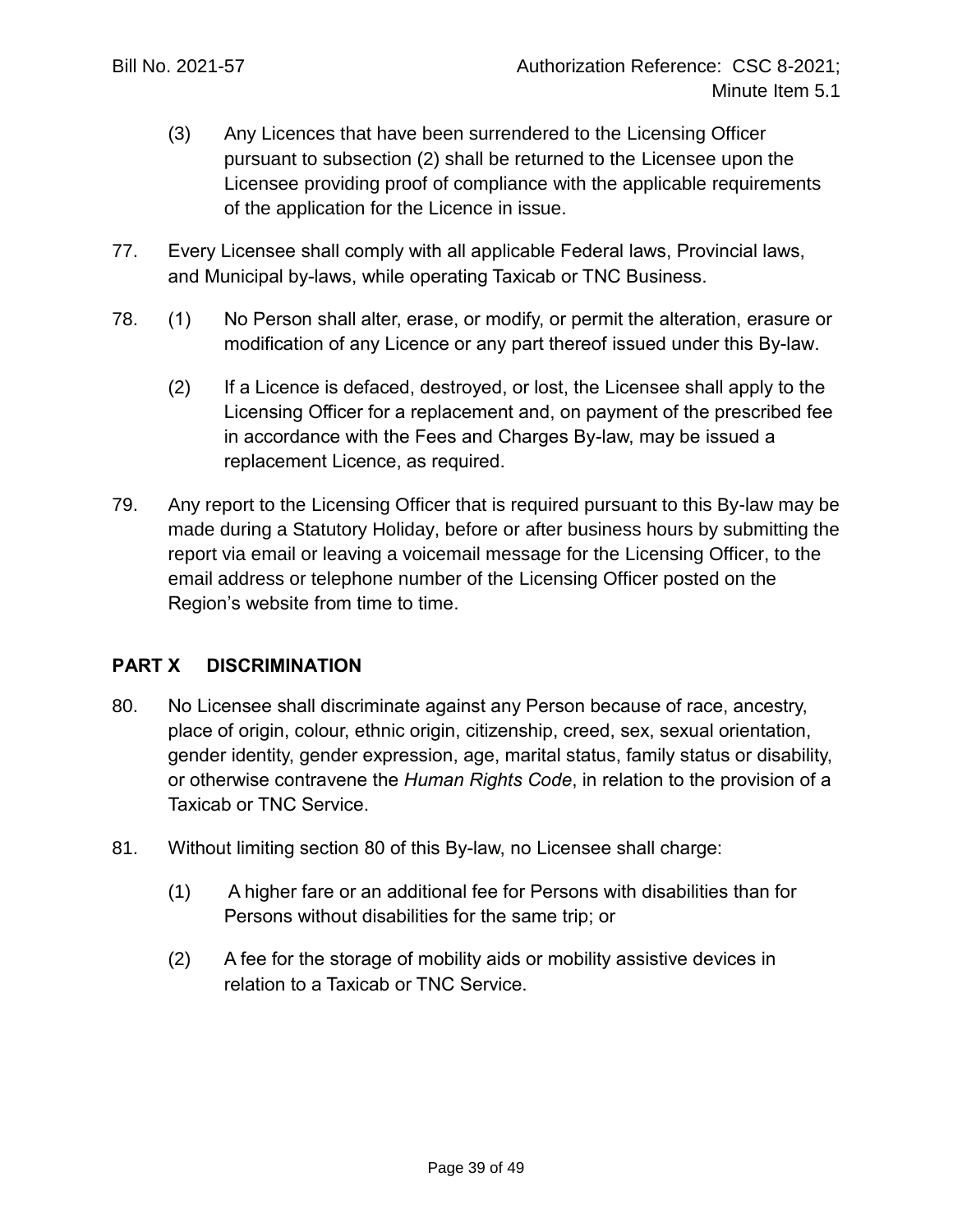(3) Any Licences that have been surrendered to the Licensing Officer pursuant to subsection (2) shall be returned to the Licensee upon the Licensee providing proof of compliance with the applicable requirements of the application for the Licence in issue.

77. Every Licensee shall comply with all applicable Federal laws, Provincial laws, and Municipal by-laws, while operating Taxicab or TNC Business.

78. (1) No Person shall alter, erase, or modify, or permit the alteration, erasure or modification of any Licence or any part thereof issued under this By-law.

(2) If a Licence is defaced, destroyed, or lost, the Licensee shall apply to the Licensing Officer for a replacement and, on payment of the prescribed fee in accordance with the Fees and Charges By-law, may be issued a replacement Licence, as required.

79. Any report to the Licensing Officer that is required pursuant to this By-law may be made during a Statutory Holiday, before or after business hours by submitting the report via email or leaving a voicemail message for the Licensing Officer, to the email address or telephone number of the Licensing Officer posted on the Region's website from time to time.

## PART X DISCRIMINATION

80. No Licensee shall discriminate against any Person because of race, ancestry, place of origin, colour, ethnic origin, citizenship, creed, sex, sexual orientation, gender identity, gender expression, age, marital status, family status or disability, or otherwise contravene the *Human Rights Code*, in relation to the provision of a Taxicab or TNC Service.

81. Without limiting section 80 of this By-law, no Licensee shall charge:

(1) A higher fare or an additional fee for Persons with disabilities than for Persons without disabilities for the same trip; or

(2) A fee for the storage of mobility aids or mobility assistive devices in relation to a Taxicab or TNC Service.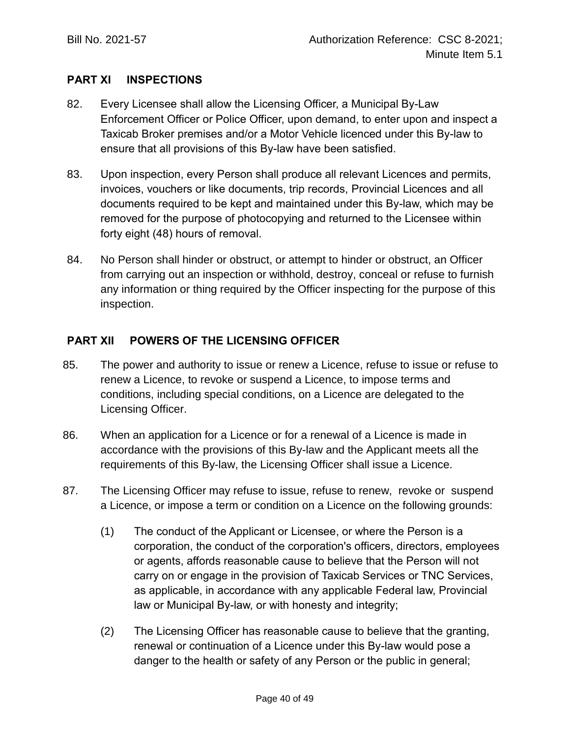## PART XI INSPECTIONS

82. Every Licensee shall allow the Licensing Officer, a Municipal By-Law Enforcement Officer or Police Officer, upon demand, to enter upon and inspect a Taxicab Broker premises and/or a Motor Vehicle licenced under this By-law to ensure that all provisions of this By-law have been satisfied.

83. Upon inspection, every Person shall produce all relevant Licences and permits, invoices, vouchers or like documents, trip records, Provincial Licences and all documents required to be kept and maintained under this By-law, which may be removed for the purpose of photocopying and returned to the Licensee within forty eight (48) hours of removal.

84. No Person shall hinder or obstruct, or attempt to hinder or obstruct, an Officer from carrying out an inspection or withhold, destroy, conceal or refuse to furnish any information or thing required by the Officer inspecting for the purpose of this inspection.

## PART XII POWERS OF THE LICENSING OFFICER

85. The power and authority to issue or renew a Licence, refuse to issue or refuse to renew a Licence, to revoke or suspend a Licence, to impose terms and conditions, including special conditions, on a Licence are delegated to the Licensing Officer.

86. When an application for a Licence or for a renewal of a Licence is made in accordance with the provisions of this By-law and the Applicant meets all the requirements of this By-law, the Licensing Officer shall issue a Licence.

87. The Licensing Officer may refuse to issue, refuse to renew, revoke or suspend a Licence, or impose a term or condition on a Licence on the following grounds:

    (1) The conduct of the Applicant or Licensee, or where the Person is a corporation, the conduct of the corporation's officers, directors, employees or agents, affords reasonable cause to believe that the Person will not carry on or engage in the provision of Taxicab Services or TNC Services, as applicable, in accordance with any applicable Federal law, Provincial law or Municipal By-law, or with honesty and integrity;

    (2) The Licensing Officer has reasonable cause to believe that the granting, renewal or continuation of a Licence under this By-law would pose a danger to the health or safety of any Person or the public in general;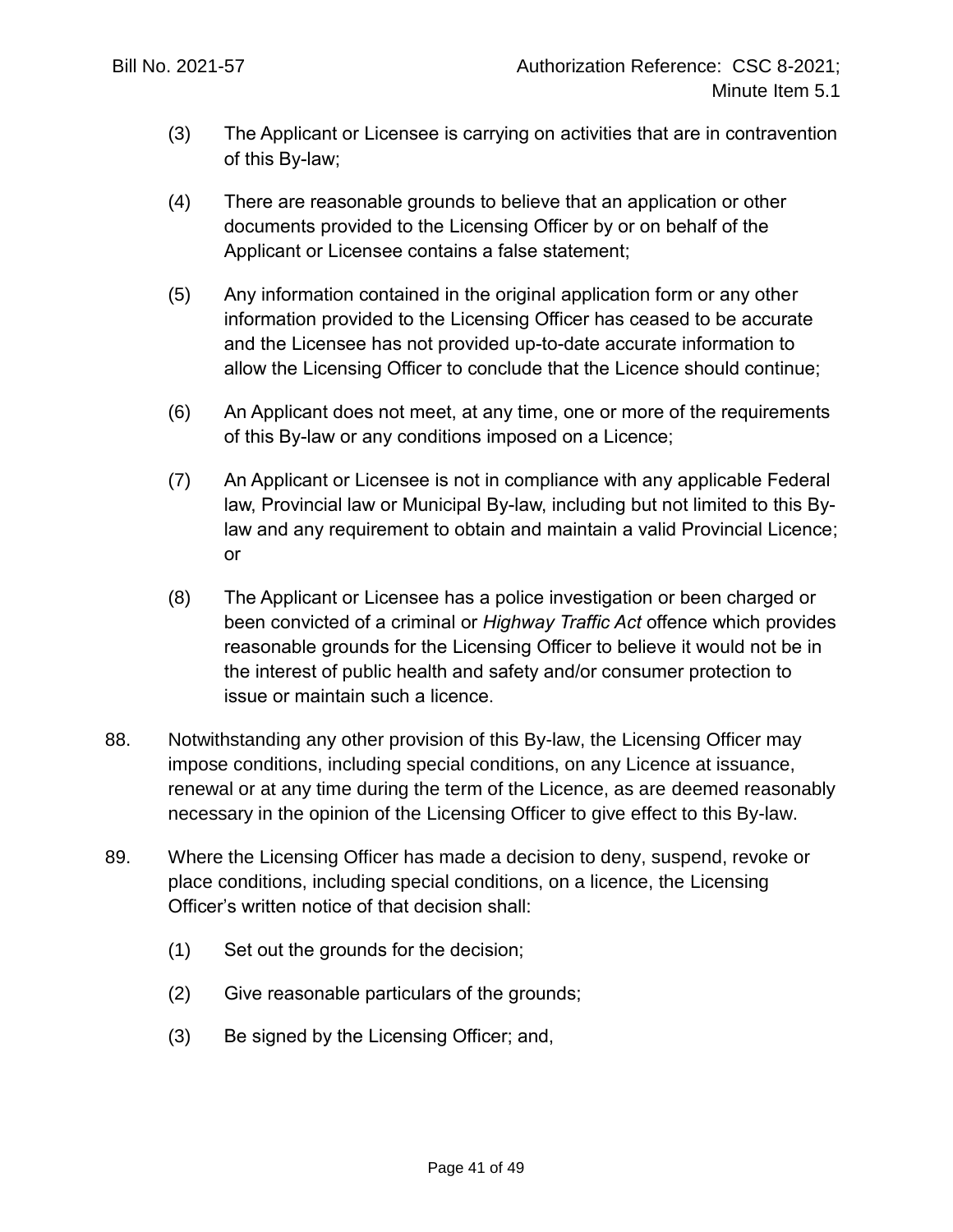(3) The Applicant or Licensee is carrying on activities that are in contravention of this By-law;

(4) There are reasonable grounds to believe that an application or other documents provided to the Licensing Officer by or on behalf of the Applicant or Licensee contains a false statement;

(5) Any information contained in the original application form or any other information provided to the Licensing Officer has ceased to be accurate and the Licensee has not provided up-to-date accurate information to allow the Licensing Officer to conclude that the Licence should continue;

(6) An Applicant does not meet, at any time, one or more of the requirements of this By-law or any conditions imposed on a Licence;

(7) An Applicant or Licensee is not in compliance with any applicable Federal law, Provincial law or Municipal By-law, including but not limited to this By-law and any requirement to obtain and maintain a valid Provincial Licence; or

(8) The Applicant or Licensee has a police investigation or been charged or been convicted of a criminal or *Highway Traffic Act* offence which provides reasonable grounds for the Licensing Officer to believe it would not be in the interest of public health and safety and/or consumer protection to issue or maintain such a licence.

88. Notwithstanding any other provision of this By-law, the Licensing Officer may impose conditions, including special conditions, on any Licence at issuance, renewal or at any time during the term of the Licence, as are deemed reasonably necessary in the opinion of the Licensing Officer to give effect to this By-law.

89. Where the Licensing Officer has made a decision to deny, suspend, revoke or place conditions, including special conditions, on a licence, the Licensing Officer's written notice of that decision shall:

(1) Set out the grounds for the decision;

(2) Give reasonable particulars of the grounds;

(3) Be signed by the Licensing Officer; and,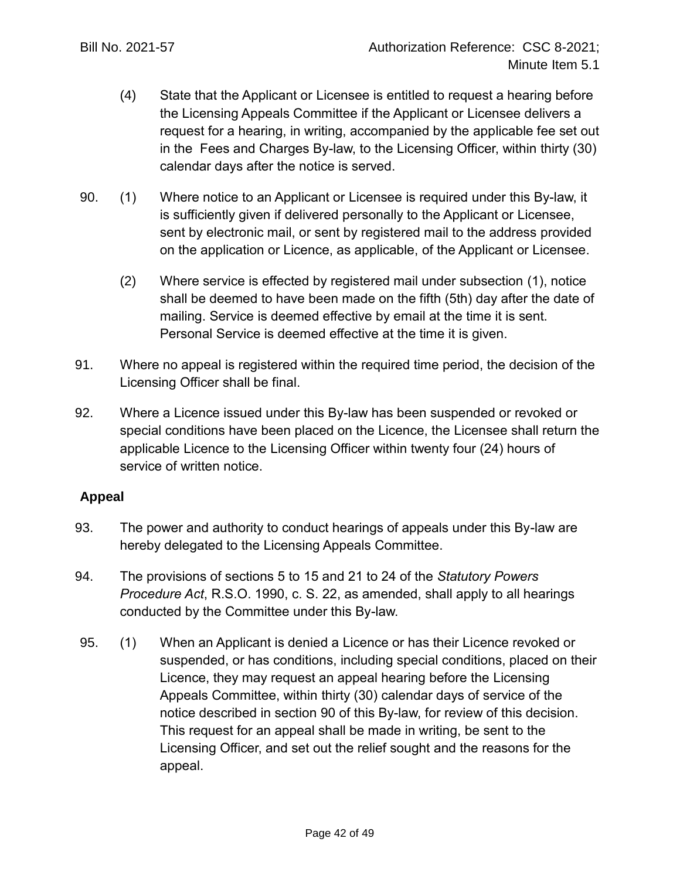(4) State that the Applicant or Licensee is entitled to request a hearing before the Licensing Appeals Committee if the Applicant or Licensee delivers a request for a hearing, in writing, accompanied by the applicable fee set out in the Fees and Charges By-law, to the Licensing Officer, within thirty (30) calendar days after the notice is served.

90. (1) Where notice to an Applicant or Licensee is required under this By-law, it is sufficiently given if delivered personally to the Applicant or Licensee, sent by electronic mail, or sent by registered mail to the address provided on the application or Licence, as applicable, of the Applicant or Licensee.

(2) Where service is effected by registered mail under subsection (1), notice shall be deemed to have been made on the fifth (5th) day after the date of mailing. Service is deemed effective by email at the time it is sent. Personal Service is deemed effective at the time it is given.

91. Where no appeal is registered within the required time period, the decision of the Licensing Officer shall be final.

92. Where a Licence issued under this By-law has been suspended or revoked or special conditions have been placed on the Licence, the Licensee shall return the applicable Licence to the Licensing Officer within twenty four (24) hours of service of written notice.

**Appeal**

93. The power and authority to conduct hearings of appeals under this By-law are hereby delegated to the Licensing Appeals Committee.

94. The provisions of sections 5 to 15 and 21 to 24 of the *Statutory Powers Procedure Act*, R.S.O. 1990, c. S. 22, as amended, shall apply to all hearings conducted by the Committee under this By-law.

95. (1) When an Applicant is denied a Licence or has their Licence revoked or suspended, or has conditions, including special conditions, placed on their Licence, they may request an appeal hearing before the Licensing Appeals Committee, within thirty (30) calendar days of service of the notice described in section 90 of this By-law, for review of this decision. This request for an appeal shall be made in writing, be sent to the Licensing Officer, and set out the relief sought and the reasons for the appeal.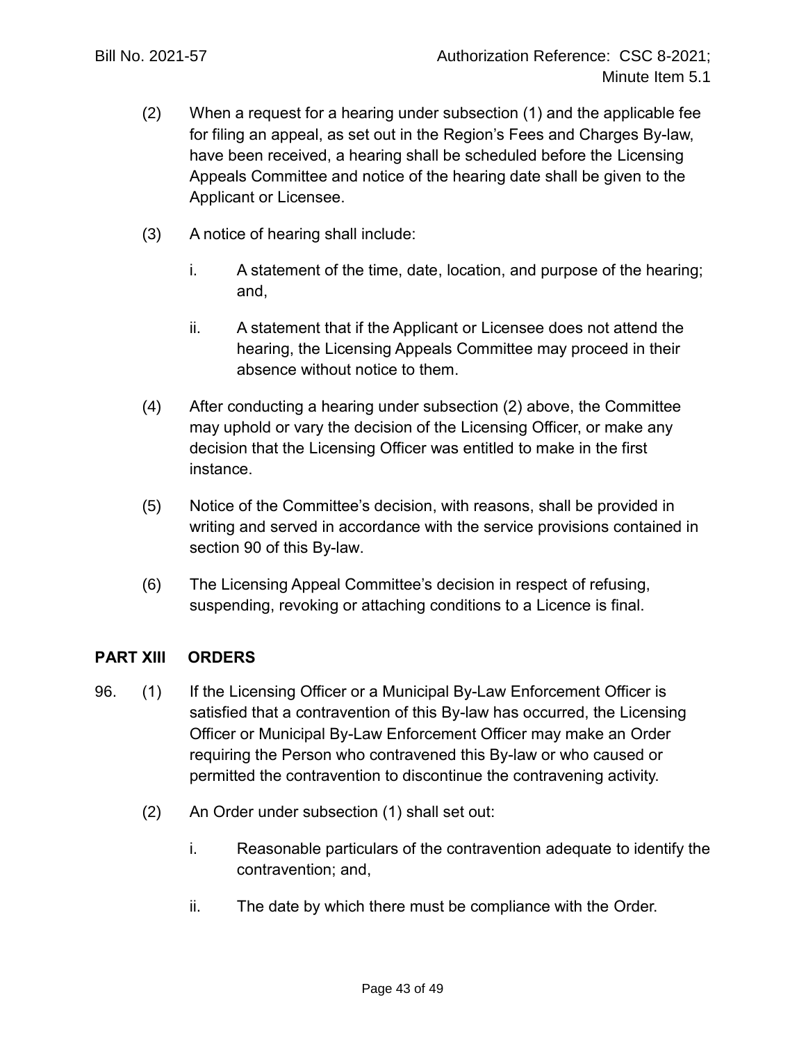(2) When a request for a hearing under subsection (1) and the applicable fee for filing an appeal, as set out in the Region's Fees and Charges By-law, have been received, a hearing shall be scheduled before the Licensing Appeals Committee and notice of the hearing date shall be given to the Applicant or Licensee.

(3) A notice of hearing shall include:

i. A statement of the time, date, location, and purpose of the hearing; and,

ii. A statement that if the Applicant or Licensee does not attend the hearing, the Licensing Appeals Committee may proceed in their absence without notice to them.

(4) After conducting a hearing under subsection (2) above, the Committee may uphold or vary the decision of the Licensing Officer, or make any decision that the Licensing Officer was entitled to make in the first instance.

(5) Notice of the Committee's decision, with reasons, shall be provided in writing and served in accordance with the service provisions contained in section 90 of this By-law.

(6) The Licensing Appeal Committee's decision in respect of refusing, suspending, revoking or attaching conditions to a Licence is final.

## PART XIII ORDERS

96. (1) If the Licensing Officer or a Municipal By-Law Enforcement Officer is satisfied that a contravention of this By-law has occurred, the Licensing Officer or Municipal By-Law Enforcement Officer may make an Order requiring the Person who contravened this By-law or who caused or permitted the contravention to discontinue the contravening activity.

(2) An Order under subsection (1) shall set out:

i. Reasonable particulars of the contravention adequate to identify the contravention; and,

ii. The date by which there must be compliance with the Order.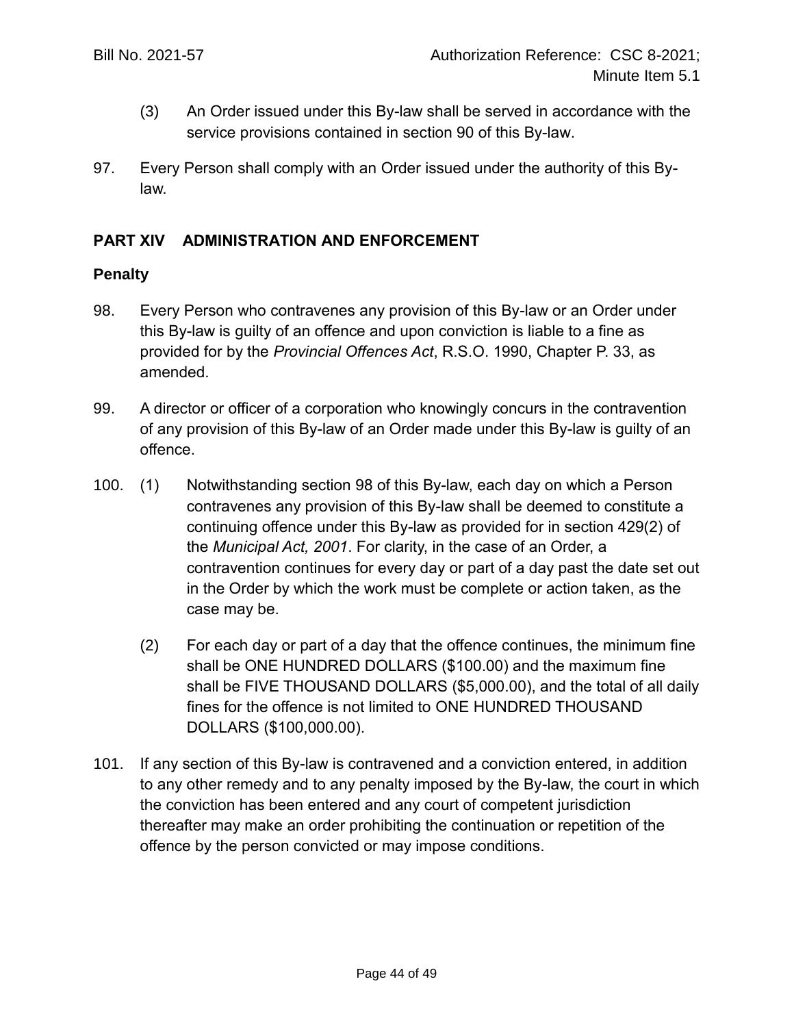(3) An Order issued under this By-law shall be served in accordance with the service provisions contained in section 90 of this By-law.

97. Every Person shall comply with an Order issued under the authority of this By-law.

## PART XIV ADMINISTRATION AND ENFORCEMENT

### Penalty

98. Every Person who contravenes any provision of this By-law or an Order under this By-law is guilty of an offence and upon conviction is liable to a fine as provided for by the *Provincial Offences Act*, R.S.O. 1990, Chapter P. 33, as amended.

99. A director or officer of a corporation who knowingly concurs in the contravention of any provision of this By-law of an Order made under this By-law is guilty of an offence.

100. (1) Notwithstanding section 98 of this By-law, each day on which a Person contravenes any provision of this By-law shall be deemed to constitute a continuing offence under this By-law as provided for in section 429(2) of the *Municipal Act, 2001*. For clarity, in the case of an Order, a contravention continues for every day or part of a day past the date set out in the Order by which the work must be complete or action taken, as the case may be.

(2) For each day or part of a day that the offence continues, the minimum fine shall be ONE HUNDRED DOLLARS ($100.00) and the maximum fine shall be FIVE THOUSAND DOLLARS ($5,000.00), and the total of all daily fines for the offence is not limited to ONE HUNDRED THOUSAND DOLLARS ($100,000.00).

101. If any section of this By-law is contravened and a conviction entered, in addition to any other remedy and to any penalty imposed by the By-law, the court in which the conviction has been entered and any court of competent jurisdiction thereafter may make an order prohibiting the continuation or repetition of the offence by the person convicted or may impose conditions.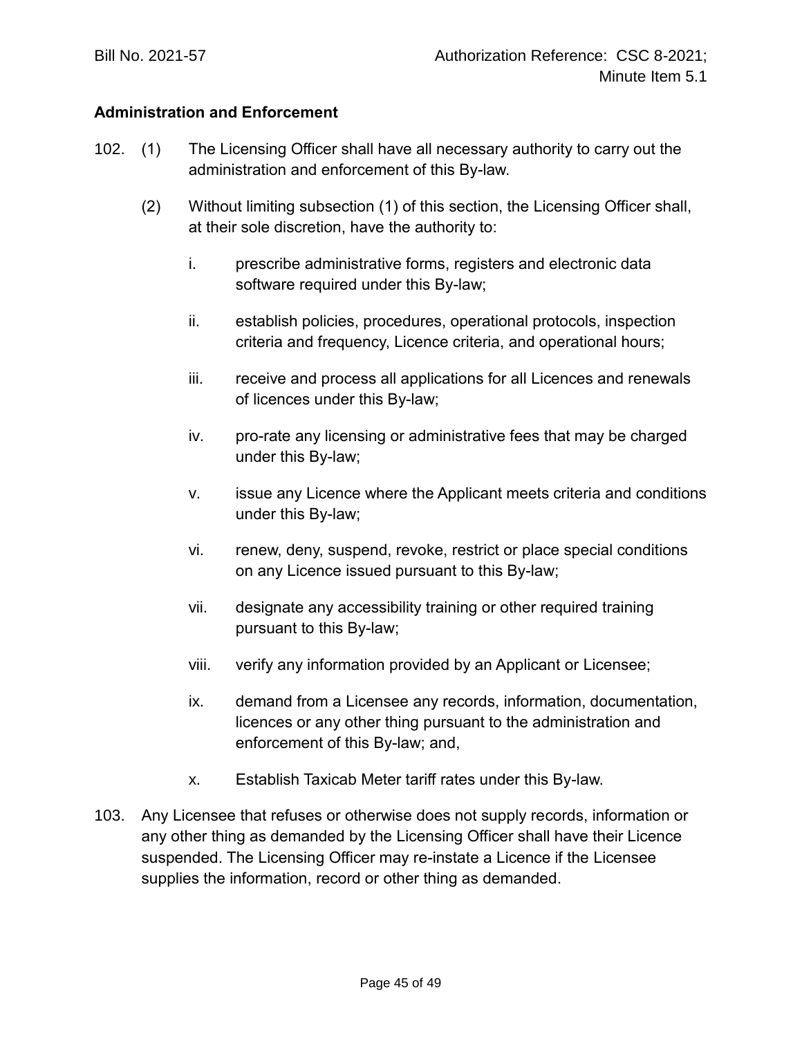**Administration and Enforcement**

102. (1) The Licensing Officer shall have all necessary authority to carry out the administration and enforcement of this By-law.

(2) Without limiting subsection (1) of this section, the Licensing Officer shall, at their sole discretion, have the authority to:

i. prescribe administrative forms, registers and electronic data software required under this By-law;

ii. establish policies, procedures, operational protocols, inspection criteria and frequency, Licence criteria, and operational hours;

iii. receive and process all applications for all Licences and renewals of licences under this By-law;

iv. pro-rate any licensing or administrative fees that may be charged under this By-law;

v. issue any Licence where the Applicant meets criteria and conditions under this By-law;

vi. renew, deny, suspend, revoke, restrict or place special conditions on any Licence issued pursuant to this By-law;

vii. designate any accessibility training or other required training pursuant to this By-law;

viii. verify any information provided by an Applicant or Licensee;

ix. demand from a Licensee any records, information, documentation, licences or any other thing pursuant to the administration and enforcement of this By-law; and,

x. Establish Taxicab Meter tariff rates under this By-law.

103. Any Licensee that refuses or otherwise does not supply records, information or any other thing as demanded by the Licensing Officer shall have their Licence suspended. The Licensing Officer may re-instate a Licence if the Licensee supplies the information, record or other thing as demanded.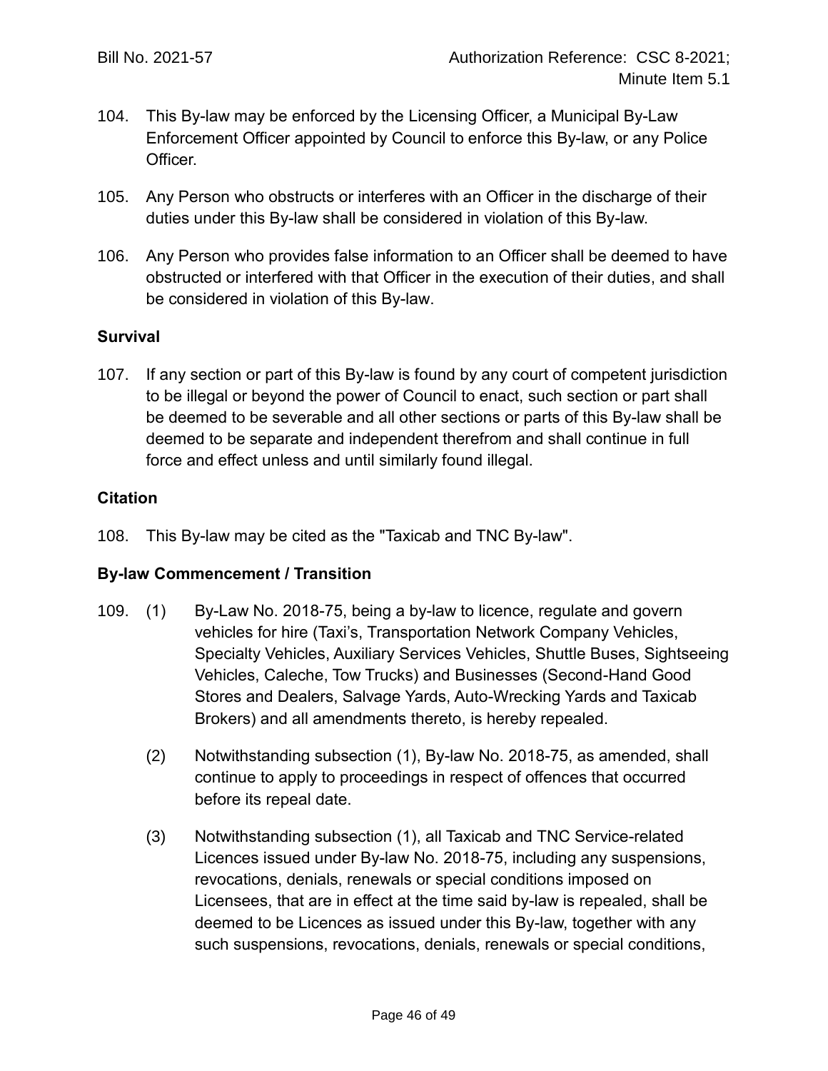104. This By-law may be enforced by the Licensing Officer, a Municipal By-Law Enforcement Officer appointed by Council to enforce this By-law, or any Police Officer.

105. Any Person who obstructs or interferes with an Officer in the discharge of their duties under this By-law shall be considered in violation of this By-law.

106. Any Person who provides false information to an Officer shall be deemed to have obstructed or interfered with that Officer in the execution of their duties, and shall be considered in violation of this By-law.

**Survival**

107. If any section or part of this By-law is found by any court of competent jurisdiction to be illegal or beyond the power of Council to enact, such section or part shall be deemed to be severable and all other sections or parts of this By-law shall be deemed to be separate and independent therefrom and shall continue in full force and effect unless and until similarly found illegal.

**Citation**

108. This By-law may be cited as the "Taxicab and TNC By-law".

**By-law Commencement / Transition**

109. (1) By-Law No. 2018-75, being a by-law to licence, regulate and govern vehicles for hire (Taxi's, Transportation Network Company Vehicles, Specialty Vehicles, Auxiliary Services Vehicles, Shuttle Buses, Sightseeing Vehicles, Caleche, Tow Trucks) and Businesses (Second-Hand Good Stores and Dealers, Salvage Yards, Auto-Wrecking Yards and Taxicab Brokers) and all amendments thereto, is hereby repealed.

(2) Notwithstanding subsection (1), By-law No. 2018-75, as amended, shall continue to apply to proceedings in respect of offences that occurred before its repeal date.

(3) Notwithstanding subsection (1), all Taxicab and TNC Service-related Licences issued under By-law No. 2018-75, including any suspensions, revocations, denials, renewals or special conditions imposed on Licensees, that are in effect at the time said by-law is repealed, shall be deemed to be Licences as issued under this By-law, together with any such suspensions, revocations, denials, renewals or special conditions,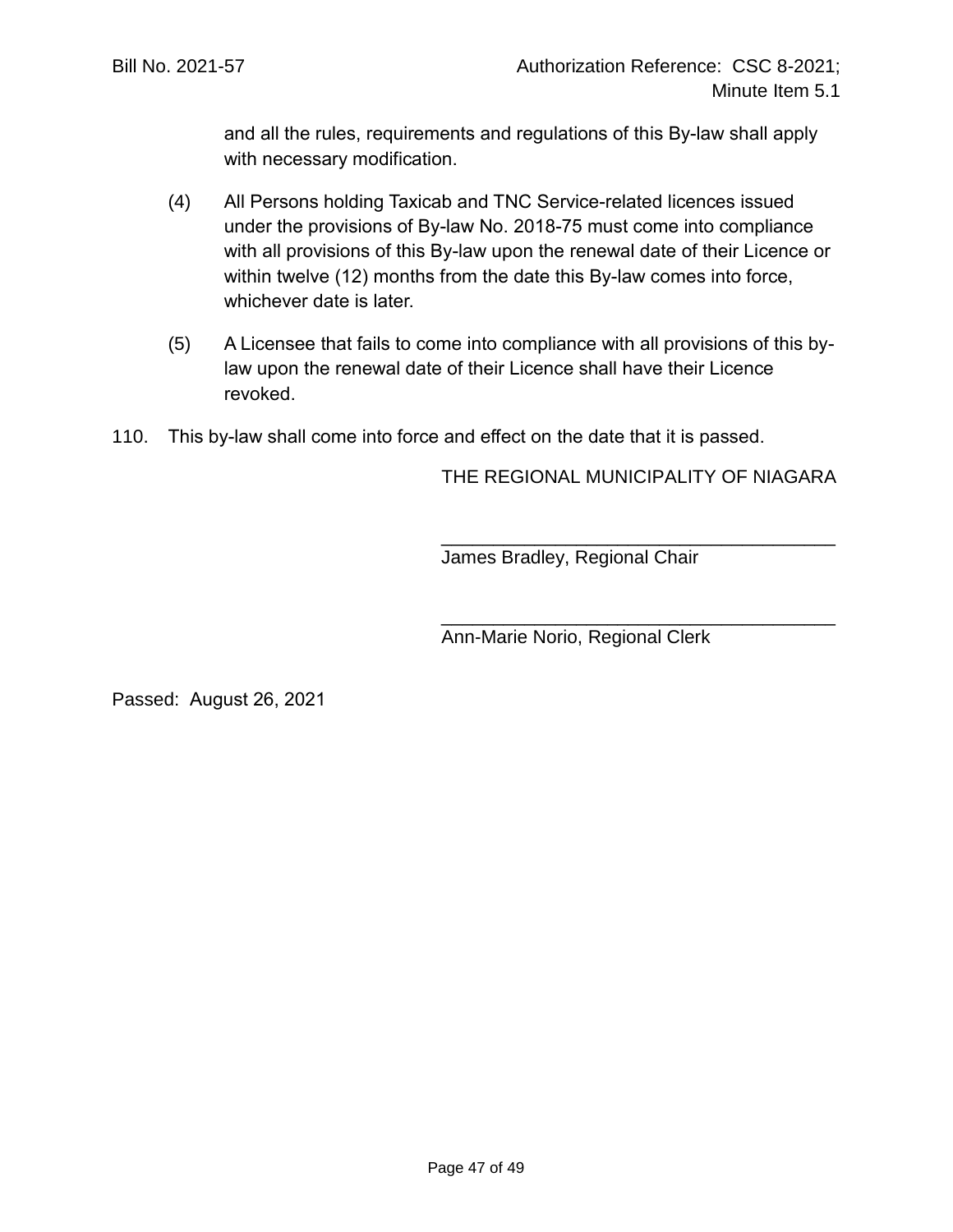and all the rules, requirements and regulations of this By-law shall apply with necessary modification.

(4) All Persons holding Taxicab and TNC Service-related licences issued under the provisions of By-law No. 2018-75 must come into compliance with all provisions of this By-law upon the renewal date of their Licence or within twelve (12) months from the date this By-law comes into force, whichever date is later.

(5) A Licensee that fails to come into compliance with all provisions of this by-law upon the renewal date of their Licence shall have their Licence revoked.

110. This by-law shall come into force and effect on the date that it is passed.

THE REGIONAL MUNICIPALITY OF NIAGARA

_____________________________________
James Bradley, Regional Chair

_____________________________________
Ann-Marie Norio, Regional Clerk

Passed: August 26, 2021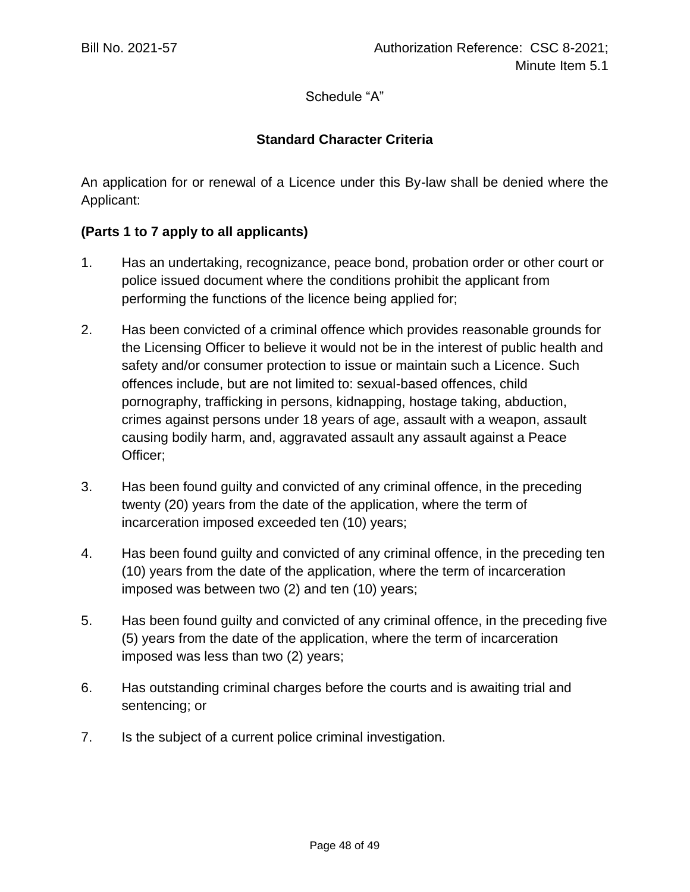Bill No. 2021-57 Authorization Reference: CSC 8-2021; Minute Item 5.1

Schedule "A"

## Standard Character Criteria

An application for or renewal of a Licence under this By-law shall be denied where the Applicant:

**(Parts 1 to 7 apply to all applicants)**

1. Has an undertaking, recognizance, peace bond, probation order or other court or police issued document where the conditions prohibit the applicant from performing the functions of the licence being applied for;

2. Has been convicted of a criminal offence which provides reasonable grounds for the Licensing Officer to believe it would not be in the interest of public health and safety and/or consumer protection to issue or maintain such a Licence. Such offences include, but are not limited to: sexual-based offences, child pornography, trafficking in persons, kidnapping, hostage taking, abduction, crimes against persons under 18 years of age, assault with a weapon, assault causing bodily harm, and, aggravated assault any assault against a Peace Officer;

3. Has been found guilty and convicted of any criminal offence, in the preceding twenty (20) years from the date of the application, where the term of incarceration imposed exceeded ten (10) years;

4. Has been found guilty and convicted of any criminal offence, in the preceding ten (10) years from the date of the application, where the term of incarceration imposed was between two (2) and ten (10) years;

5. Has been found guilty and convicted of any criminal offence, in the preceding five (5) years from the date of the application, where the term of incarceration imposed was less than two (2) years;

6. Has outstanding criminal charges before the courts and is awaiting trial and sentencing; or

7. Is the subject of a current police criminal investigation.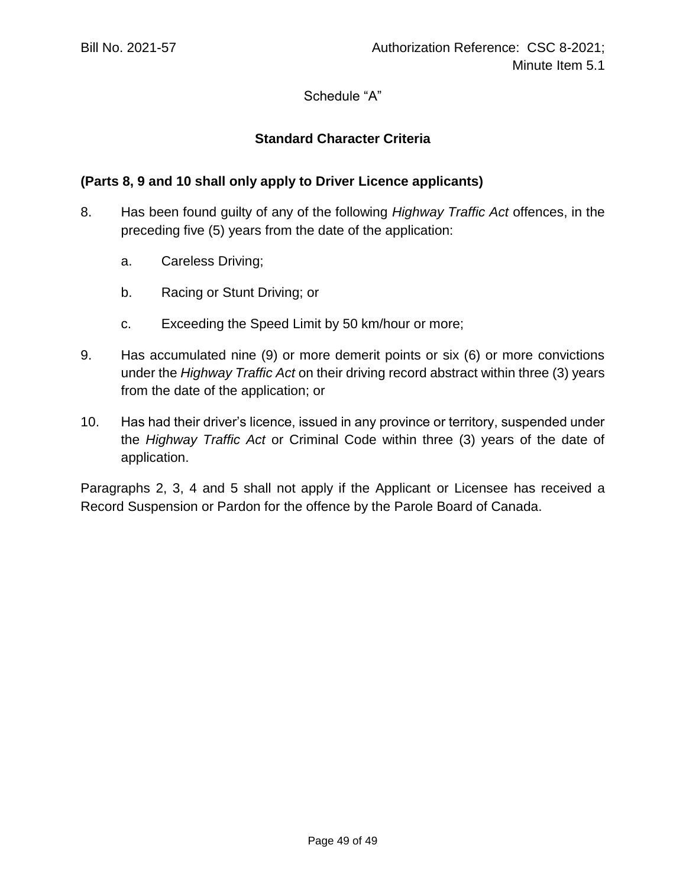Schedule "A"

## Standard Character Criteria

**(Parts 8, 9 and 10 shall only apply to Driver Licence applicants)**

8. Has been found guilty of any of the following *Highway Traffic Act* offences, in the preceding five (5) years from the date of the application:

   a. Careless Driving;

   b. Racing or Stunt Driving; or

   c. Exceeding the Speed Limit by 50 km/hour or more;

9. Has accumulated nine (9) or more demerit points or six (6) or more convictions under the *Highway Traffic Act* on their driving record abstract within three (3) years from the date of the application; or

10. Has had their driver's licence, issued in any province or territory, suspended under the *Highway Traffic Act* or Criminal Code within three (3) years of the date of application.

Paragraphs 2, 3, 4 and 5 shall not apply if the Applicant or Licensee has received a Record Suspension or Pardon for the offence by the Parole Board of Canada.